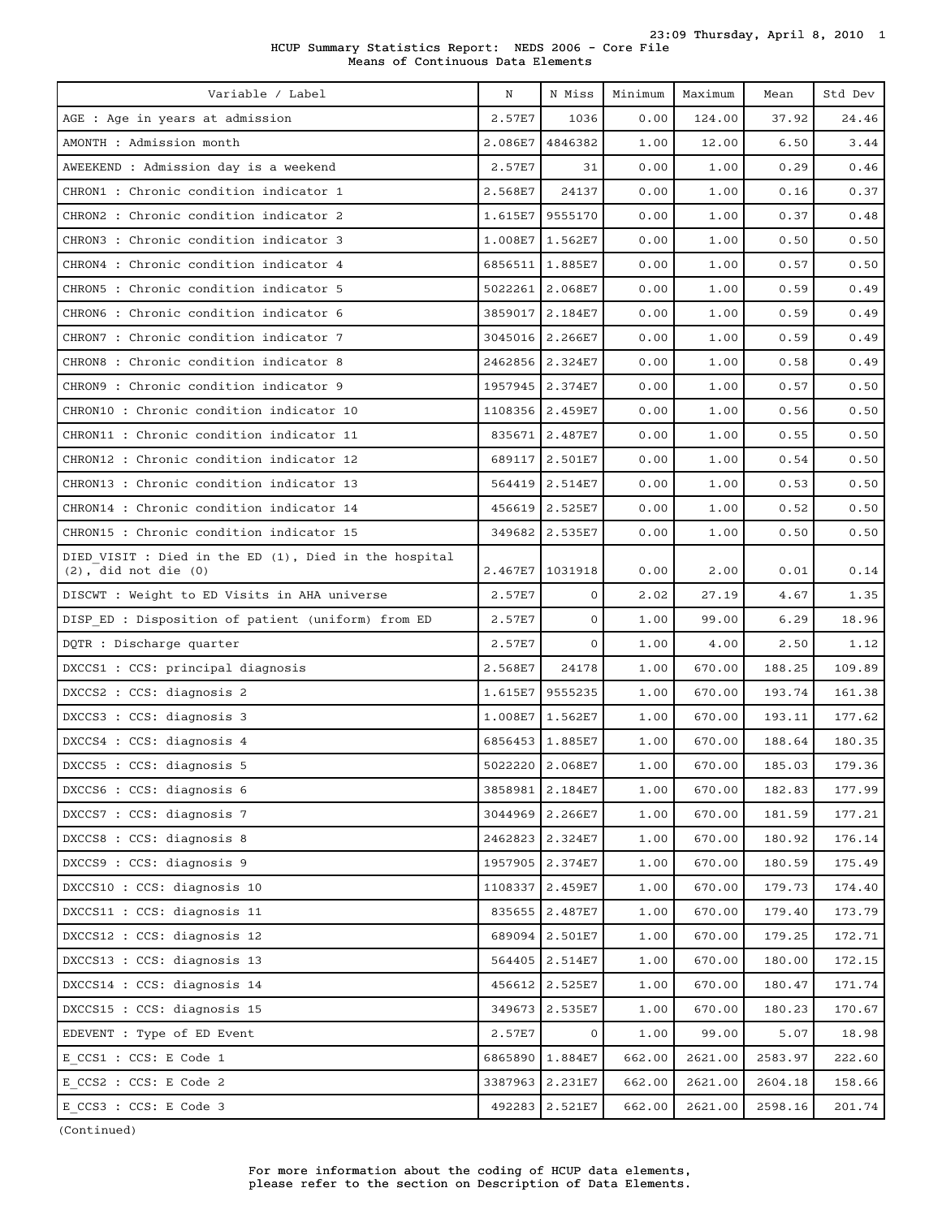# HCUP Summary Statistics Report: NEDS 2006 - Core File

## Means of Continuous Data Elements

| Variable / Label | N | N Miss | Minimum | Maximum | Mean | Std Dev |
|---|---|---|---|---|---|---|
| AGE : Age in years at admission | 2.57E7 | 1036 | 0.00 | 124.00 | 37.92 | 24.46 |
| AMONTH : Admission month | 2.086E7 | 4846382 | 1.00 | 12.00 | 6.50 | 3.44 |
| AWEEKEND : Admission day is a weekend | 2.57E7 | 31 | 0.00 | 1.00 | 0.29 | 0.46 |
| CHRON1 : Chronic condition indicator 1 | 2.568E7 | 24137 | 0.00 | 1.00 | 0.16 | 0.37 |
| CHRON2 : Chronic condition indicator 2 | 1.615E7 | 9555170 | 0.00 | 1.00 | 0.37 | 0.48 |
| CHRON3 : Chronic condition indicator 3 | 1.008E7 | 1.562E7 | 0.00 | 1.00 | 0.50 | 0.50 |
| CHRON4 : Chronic condition indicator 4 | 6856511 | 1.885E7 | 0.00 | 1.00 | 0.57 | 0.50 |
| CHRON5 : Chronic condition indicator 5 | 5022261 | 2.068E7 | 0.00 | 1.00 | 0.59 | 0.49 |
| CHRON6 : Chronic condition indicator 6 | 3859017 | 2.184E7 | 0.00 | 1.00 | 0.59 | 0.49 |
| CHRON7 : Chronic condition indicator 7 | 3045016 | 2.266E7 | 0.00 | 1.00 | 0.59 | 0.49 |
| CHRON8 : Chronic condition indicator 8 | 2462856 | 2.324E7 | 0.00 | 1.00 | 0.58 | 0.49 |
| CHRON9 : Chronic condition indicator 9 | 1957945 | 2.374E7 | 0.00 | 1.00 | 0.57 | 0.50 |
| CHRON10 : Chronic condition indicator 10 | 1108356 | 2.459E7 | 0.00 | 1.00 | 0.56 | 0.50 |
| CHRON11 : Chronic condition indicator 11 | 835671 | 2.487E7 | 0.00 | 1.00 | 0.55 | 0.50 |
| CHRON12 : Chronic condition indicator 12 | 689117 | 2.501E7 | 0.00 | 1.00 | 0.54 | 0.50 |
| CHRON13 : Chronic condition indicator 13 | 564419 | 2.514E7 | 0.00 | 1.00 | 0.53 | 0.50 |
| CHRON14 : Chronic condition indicator 14 | 456619 | 2.525E7 | 0.00 | 1.00 | 0.52 | 0.50 |
| CHRON15 : Chronic condition indicator 15 | 349682 | 2.535E7 | 0.00 | 1.00 | 0.50 | 0.50 |
| DIED_VISIT : Died in the ED (1), Died in the hospital (2), did not die (0) | 2.467E7 | 1031918 | 0.00 | 2.00 | 0.01 | 0.14 |
| DISCWT : Weight to ED Visits in AHA universe | 2.57E7 | 0 | 2.02 | 27.19 | 4.67 | 1.35 |
| DISP_ED : Disposition of patient (uniform) from ED | 2.57E7 | 0 | 1.00 | 99.00 | 6.29 | 18.96 |
| DQTR : Discharge quarter | 2.57E7 | 0 | 1.00 | 4.00 | 2.50 | 1.12 |
| DXCCS1 : CCS: principal diagnosis | 2.568E7 | 24178 | 1.00 | 670.00 | 188.25 | 109.89 |
| DXCCS2 : CCS: diagnosis 2 | 1.615E7 | 9555235 | 1.00 | 670.00 | 193.74 | 161.38 |
| DXCCS3 : CCS: diagnosis 3 | 1.008E7 | 1.562E7 | 1.00 | 670.00 | 193.11 | 177.62 |
| DXCCS4 : CCS: diagnosis 4 | 6856453 | 1.885E7 | 1.00 | 670.00 | 188.64 | 180.35 |
| DXCCS5 : CCS: diagnosis 5 | 5022220 | 2.068E7 | 1.00 | 670.00 | 185.03 | 179.36 |
| DXCCS6 : CCS: diagnosis 6 | 3858981 | 2.184E7 | 1.00 | 670.00 | 182.83 | 177.99 |
| DXCCS7 : CCS: diagnosis 7 | 3044969 | 2.266E7 | 1.00 | 670.00 | 181.59 | 177.21 |
| DXCCS8 : CCS: diagnosis 8 | 2462823 | 2.324E7 | 1.00 | 670.00 | 180.92 | 176.14 |
| DXCCS9 : CCS: diagnosis 9 | 1957905 | 2.374E7 | 1.00 | 670.00 | 180.59 | 175.49 |
| DXCCS10 : CCS: diagnosis 10 | 1108337 | 2.459E7 | 1.00 | 670.00 | 179.73 | 174.40 |
| DXCCS11 : CCS: diagnosis 11 | 835655 | 2.487E7 | 1.00 | 670.00 | 179.40 | 173.79 |
| DXCCS12 : CCS: diagnosis 12 | 689094 | 2.501E7 | 1.00 | 670.00 | 179.25 | 172.71 |
| DXCCS13 : CCS: diagnosis 13 | 564405 | 2.514E7 | 1.00 | 670.00 | 180.00 | 172.15 |
| DXCCS14 : CCS: diagnosis 14 | 456612 | 2.525E7 | 1.00 | 670.00 | 180.47 | 171.74 |
| DXCCS15 : CCS: diagnosis 15 | 349673 | 2.535E7 | 1.00 | 670.00 | 180.23 | 170.67 |
| EDEVENT : Type of ED Event | 2.57E7 | 0 | 1.00 | 99.00 | 5.07 | 18.98 |
| E_CCS1 : CCS: E Code 1 | 6865890 | 1.884E7 | 662.00 | 2621.00 | 2583.97 | 222.60 |
| E_CCS2 : CCS: E Code 2 | 3387963 | 2.231E7 | 662.00 | 2621.00 | 2604.18 | 158.66 |
| E_CCS3 : CCS: E Code 3 | 492283 | 2.521E7 | 662.00 | 2621.00 | 2598.16 | 201.74 |

(Continued)

For more information about the coding of HCUP data elements, please refer to the section on Description of Data Elements.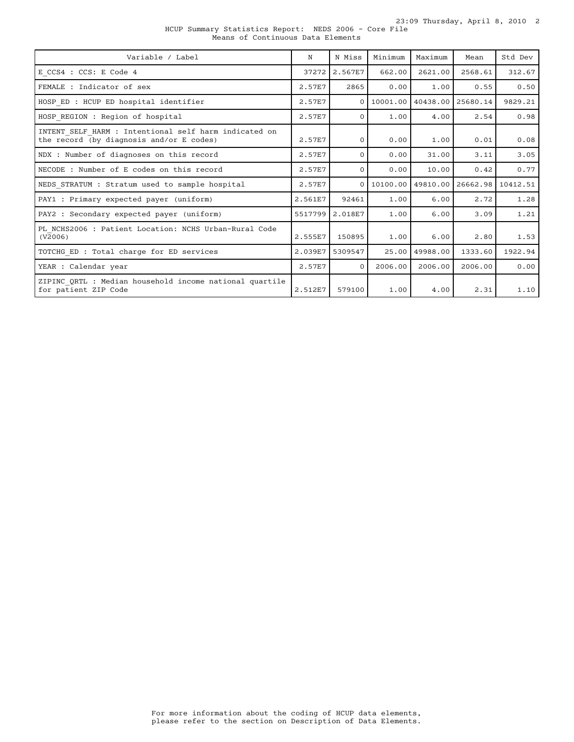HCUP Summary Statistics Report: NEDS 2006 - Core File
Means of Continuous Data Elements

| Variable / Label | N | N Miss | Minimum | Maximum | Mean | Std Dev |
|---|---|---|---|---|---|---|
| E_CCS4 : CCS: E Code 4 | 37272 | 2.567E7 | 662.00 | 2621.00 | 2568.61 | 312.67 |
| FEMALE : Indicator of sex | 2.57E7 | 2865 | 0.00 | 1.00 | 0.55 | 0.50 |
| HOSP_ED : HCUP ED hospital identifier | 2.57E7 | 0 | 10001.00 | 40438.00 | 25680.14 | 9829.21 |
| HOSP_REGION : Region of hospital | 2.57E7 | 0 | 1.00 | 4.00 | 2.54 | 0.98 |
| INTENT_SELF_HARM : Intentional self harm indicated on the record (by diagnosis and/or E codes) | 2.57E7 | 0 | 0.00 | 1.00 | 0.01 | 0.08 |
| NDX : Number of diagnoses on this record | 2.57E7 | 0 | 0.00 | 31.00 | 3.11 | 3.05 |
| NECODE : Number of E codes on this record | 2.57E7 | 0 | 0.00 | 10.00 | 0.42 | 0.77 |
| NEDS_STRATUM : Stratum used to sample hospital | 2.57E7 | 0 | 10100.00 | 49810.00 | 26662.98 | 10412.51 |
| PAY1 : Primary expected payer (uniform) | 2.561E7 | 92461 | 1.00 | 6.00 | 2.72 | 1.28 |
| PAY2 : Secondary expected payer (uniform) | 5517799 | 2.018E7 | 1.00 | 6.00 | 3.09 | 1.21 |
| PL_NCHS2006 : Patient Location: NCHS Urban-Rural Code (V2006) | 2.555E7 | 150895 | 1.00 | 6.00 | 2.80 | 1.53 |
| TOTCHG_ED : Total charge for ED services | 2.039E7 | 5309547 | 25.00 | 49988.00 | 1333.60 | 1922.94 |
| YEAR : Calendar year | 2.57E7 | 0 | 2006.00 | 2006.00 | 2006.00 | 0.00 |
| ZIPINC_QRTL : Median household income national quartile for patient ZIP Code | 2.512E7 | 579100 | 1.00 | 4.00 | 2.31 | 1.10 |

For more information about the coding of HCUP data elements, please refer to the section on Description of Data Elements.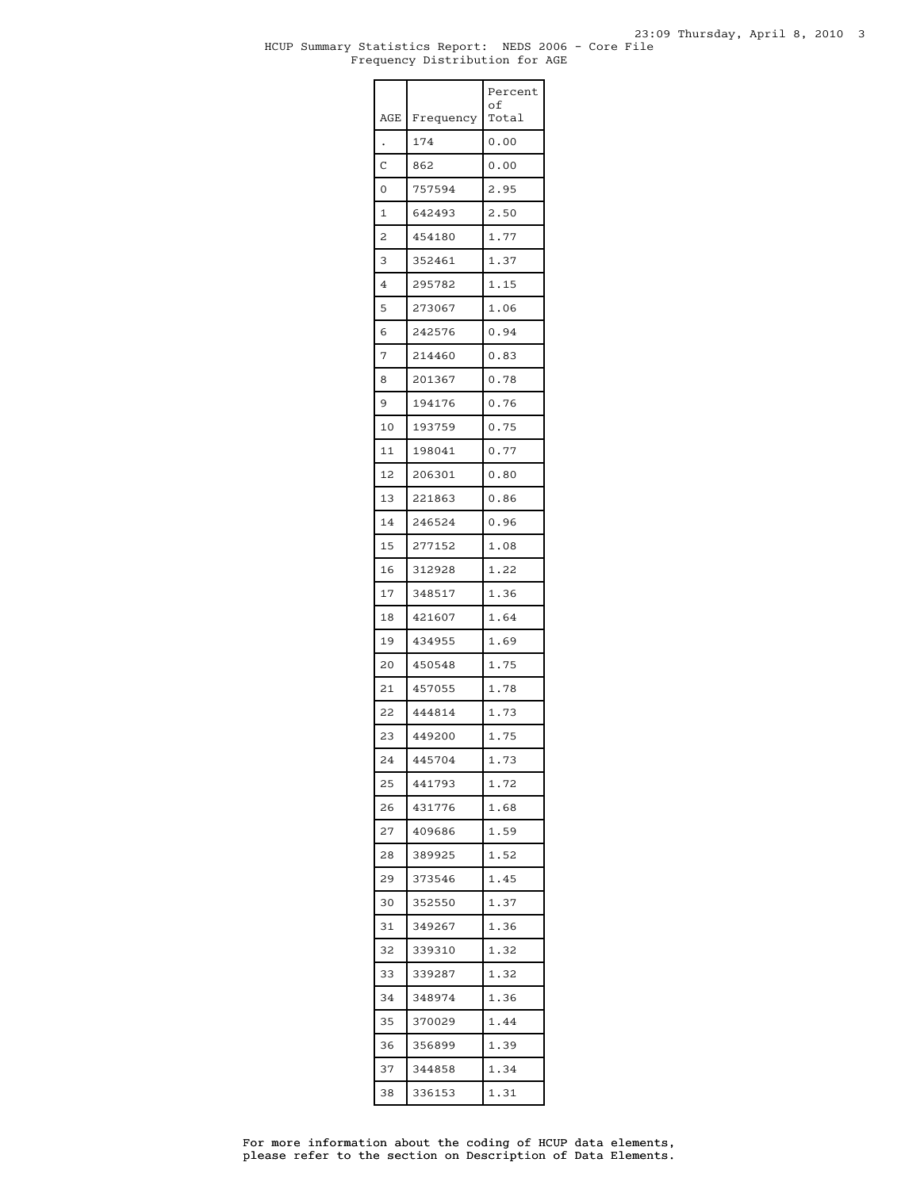HCUP Summary Statistics Report: NEDS 2006 - Core File
Frequency Distribution for AGE

| AGE | Frequency | Percent of Total |
|---|---|---|
| . | 174 | 0.00 |
| C | 862 | 0.00 |
| 0 | 757594 | 2.95 |
| 1 | 642493 | 2.50 |
| 2 | 454180 | 1.77 |
| 3 | 352461 | 1.37 |
| 4 | 295782 | 1.15 |
| 5 | 273067 | 1.06 |
| 6 | 242576 | 0.94 |
| 7 | 214460 | 0.83 |
| 8 | 201367 | 0.78 |
| 9 | 194176 | 0.76 |
| 10 | 193759 | 0.75 |
| 11 | 198041 | 0.77 |
| 12 | 206301 | 0.80 |
| 13 | 221863 | 0.86 |
| 14 | 246524 | 0.96 |
| 15 | 277152 | 1.08 |
| 16 | 312928 | 1.22 |
| 17 | 348517 | 1.36 |
| 18 | 421607 | 1.64 |
| 19 | 434955 | 1.69 |
| 20 | 450548 | 1.75 |
| 21 | 457055 | 1.78 |
| 22 | 444814 | 1.73 |
| 23 | 449200 | 1.75 |
| 24 | 445704 | 1.73 |
| 25 | 441793 | 1.72 |
| 26 | 431776 | 1.68 |
| 27 | 409686 | 1.59 |
| 28 | 389925 | 1.52 |
| 29 | 373546 | 1.45 |
| 30 | 352550 | 1.37 |
| 31 | 349267 | 1.36 |
| 32 | 339310 | 1.32 |
| 33 | 339287 | 1.32 |
| 34 | 348974 | 1.36 |
| 35 | 370029 | 1.44 |
| 36 | 356899 | 1.39 |
| 37 | 344858 | 1.34 |
| 38 | 336153 | 1.31 |

For more information about the coding of HCUP data elements, please refer to the section on Description of Data Elements.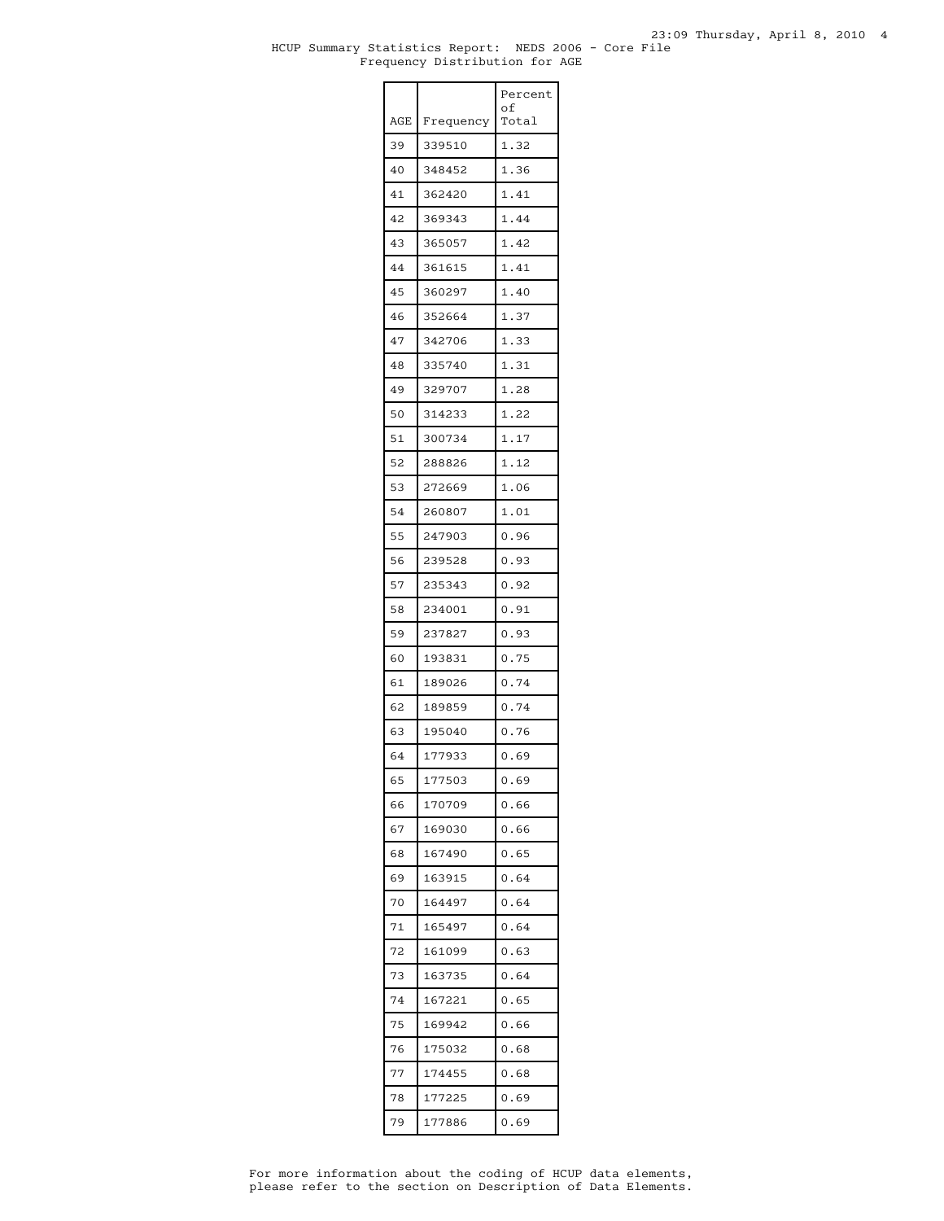HCUP Summary Statistics Report: NEDS 2006 - Core File
Frequency Distribution for AGE

| AGE | Frequency | Percent of Total |
|---|---|---|
| 39 | 339510 | 1.32 |
| 40 | 348452 | 1.36 |
| 41 | 362420 | 1.41 |
| 42 | 369343 | 1.44 |
| 43 | 365057 | 1.42 |
| 44 | 361615 | 1.41 |
| 45 | 360297 | 1.40 |
| 46 | 352664 | 1.37 |
| 47 | 342706 | 1.33 |
| 48 | 335740 | 1.31 |
| 49 | 329707 | 1.28 |
| 50 | 314233 | 1.22 |
| 51 | 300734 | 1.17 |
| 52 | 288826 | 1.12 |
| 53 | 272669 | 1.06 |
| 54 | 260807 | 1.01 |
| 55 | 247903 | 0.96 |
| 56 | 239528 | 0.93 |
| 57 | 235343 | 0.92 |
| 58 | 234001 | 0.91 |
| 59 | 237827 | 0.93 |
| 60 | 193831 | 0.75 |
| 61 | 189026 | 0.74 |
| 62 | 189859 | 0.74 |
| 63 | 195040 | 0.76 |
| 64 | 177933 | 0.69 |
| 65 | 177503 | 0.69 |
| 66 | 170709 | 0.66 |
| 67 | 169030 | 0.66 |
| 68 | 167490 | 0.65 |
| 69 | 163915 | 0.64 |
| 70 | 164497 | 0.64 |
| 71 | 165497 | 0.64 |
| 72 | 161099 | 0.63 |
| 73 | 163735 | 0.64 |
| 74 | 167221 | 0.65 |
| 75 | 169942 | 0.66 |
| 76 | 175032 | 0.68 |
| 77 | 174455 | 0.68 |
| 78 | 177225 | 0.69 |
| 79 | 177886 | 0.69 |

For more information about the coding of HCUP data elements, please refer to the section on Description of Data Elements.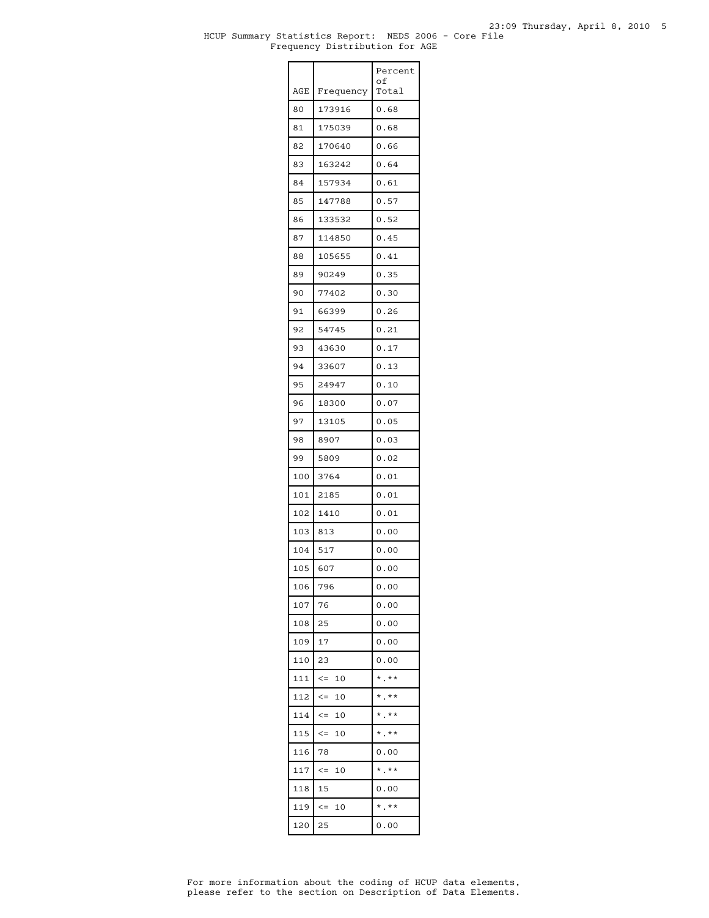HCUP Summary Statistics Report: NEDS 2006 - Core File
Frequency Distribution for AGE

| AGE | Frequency | Percent of Total |
|---|---|---|
| 80 | 173916 | 0.68 |
| 81 | 175039 | 0.68 |
| 82 | 170640 | 0.66 |
| 83 | 163242 | 0.64 |
| 84 | 157934 | 0.61 |
| 85 | 147788 | 0.57 |
| 86 | 133532 | 0.52 |
| 87 | 114850 | 0.45 |
| 88 | 105655 | 0.41 |
| 89 | 90249 | 0.35 |
| 90 | 77402 | 0.30 |
| 91 | 66399 | 0.26 |
| 92 | 54745 | 0.21 |
| 93 | 43630 | 0.17 |
| 94 | 33607 | 0.13 |
| 95 | 24947 | 0.10 |
| 96 | 18300 | 0.07 |
| 97 | 13105 | 0.05 |
| 98 | 8907 | 0.03 |
| 99 | 5809 | 0.02 |
| 100 | 3764 | 0.01 |
| 101 | 2185 | 0.01 |
| 102 | 1410 | 0.01 |
| 103 | 813 | 0.00 |
| 104 | 517 | 0.00 |
| 105 | 607 | 0.00 |
| 106 | 796 | 0.00 |
| 107 | 76 | 0.00 |
| 108 | 25 | 0.00 |
| 109 | 17 | 0.00 |
| 110 | 23 | 0.00 |
| 111 | <= 10 | *.** |
| 112 | <= 10 | *.** |
| 114 | <= 10 | *.** |
| 115 | <= 10 | *.** |
| 116 | 78 | 0.00 |
| 117 | <= 10 | *.** |
| 118 | 15 | 0.00 |
| 119 | <= 10 | *.** |
| 120 | 25 | 0.00 |

For more information about the coding of HCUP data elements, please refer to the section on Description of Data Elements.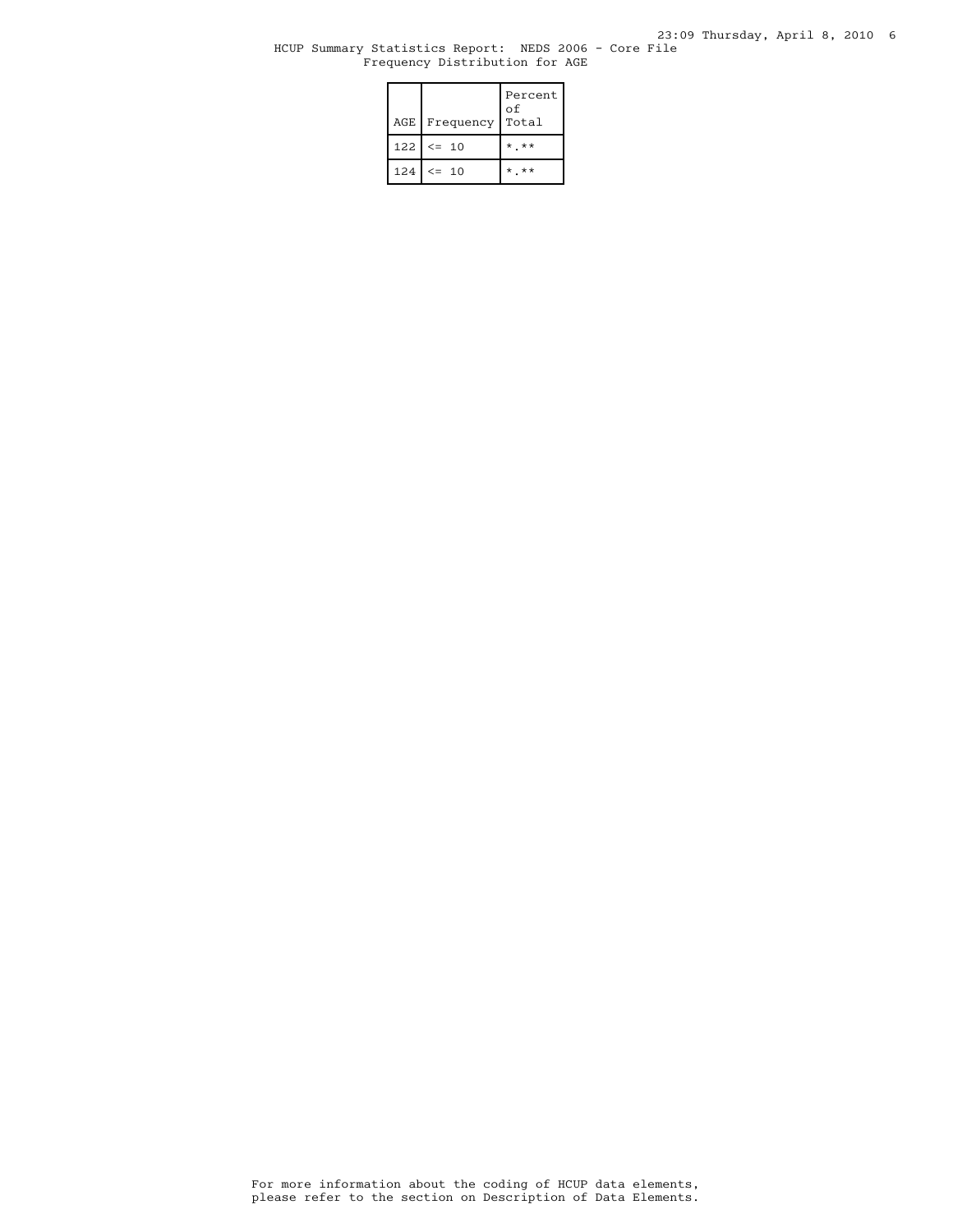HCUP Summary Statistics Report: NEDS 2006 - Core File
Frequency Distribution for AGE

| AGE | Frequency | Percent of Total |
|---|---|---|
| 122 | <= 10 | *.** |
| 124 | <= 10 | *.** |

For more information about the coding of HCUP data elements, please refer to the section on Description of Data Elements.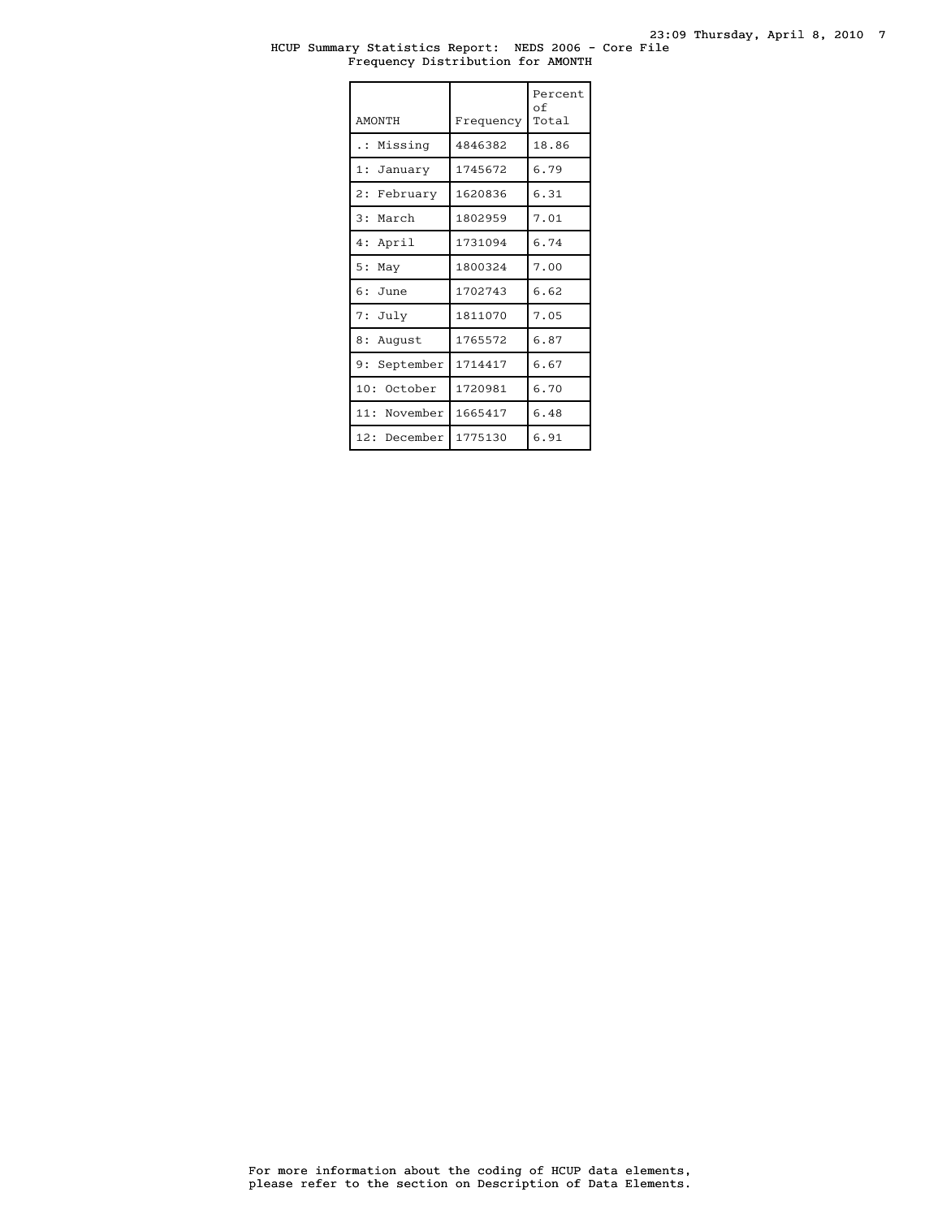HCUP Summary Statistics Report: NEDS 2006 - Core File
Frequency Distribution for AMONTH

| AMONTH | Frequency | Percent of Total |
|---|---|---|
| .: Missing | 4846382 | 18.86 |
| 1: January | 1745672 | 6.79 |
| 2: February | 1620836 | 6.31 |
| 3: March | 1802959 | 7.01 |
| 4: April | 1731094 | 6.74 |
| 5: May | 1800324 | 7.00 |
| 6: June | 1702743 | 6.62 |
| 7: July | 1811070 | 7.05 |
| 8: August | 1765572 | 6.87 |
| 9: September | 1714417 | 6.67 |
| 10: October | 1720981 | 6.70 |
| 11: November | 1665417 | 6.48 |
| 12: December | 1775130 | 6.91 |

For more information about the coding of HCUP data elements, please refer to the section on Description of Data Elements.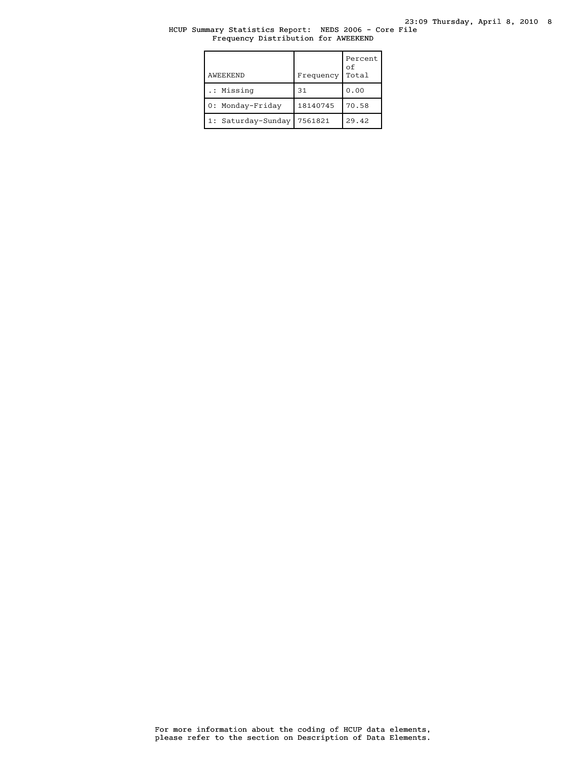HCUP Summary Statistics Report: NEDS 2006 - Core File
Frequency Distribution for AWEEKEND

| AWEEKEND | Frequency | Percent of Total |
|---|---|---|
| .: Missing | 31 | 0.00 |
| 0: Monday-Friday | 18140745 | 70.58 |
| 1: Saturday-Sunday | 7561821 | 29.42 |

For more information about the coding of HCUP data elements, please refer to the section on Description of Data Elements.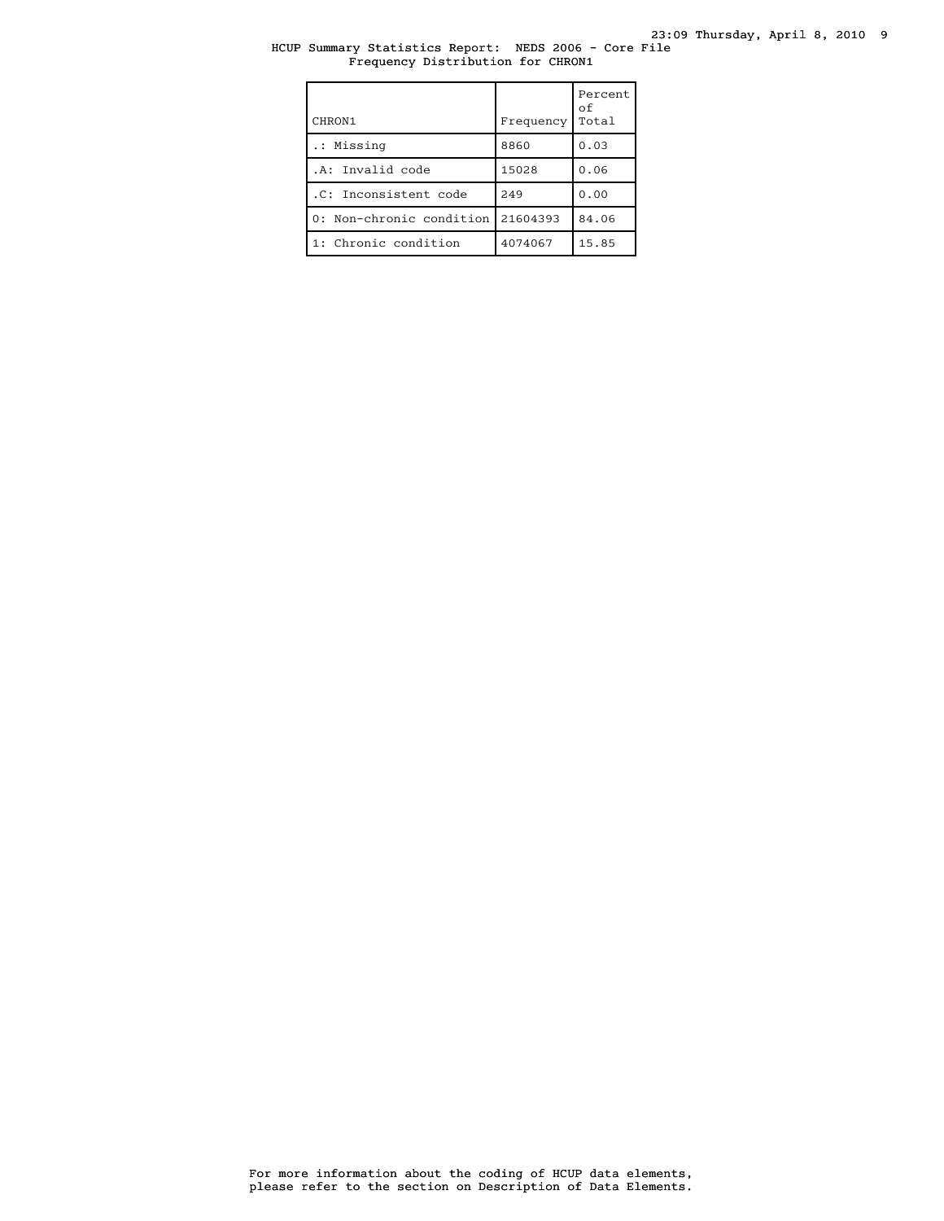HCUP Summary Statistics Report: NEDS 2006 - Core File
Frequency Distribution for CHRON1

| CHRON1 | Frequency | Percent of Total |
|---|---|---|
| .: Missing | 8860 | 0.03 |
| .A: Invalid code | 15028 | 0.06 |
| .C: Inconsistent code | 249 | 0.00 |
| 0: Non-chronic condition | 21604393 | 84.06 |
| 1: Chronic condition | 4074067 | 15.85 |

For more information about the coding of HCUP data elements, please refer to the section on Description of Data Elements.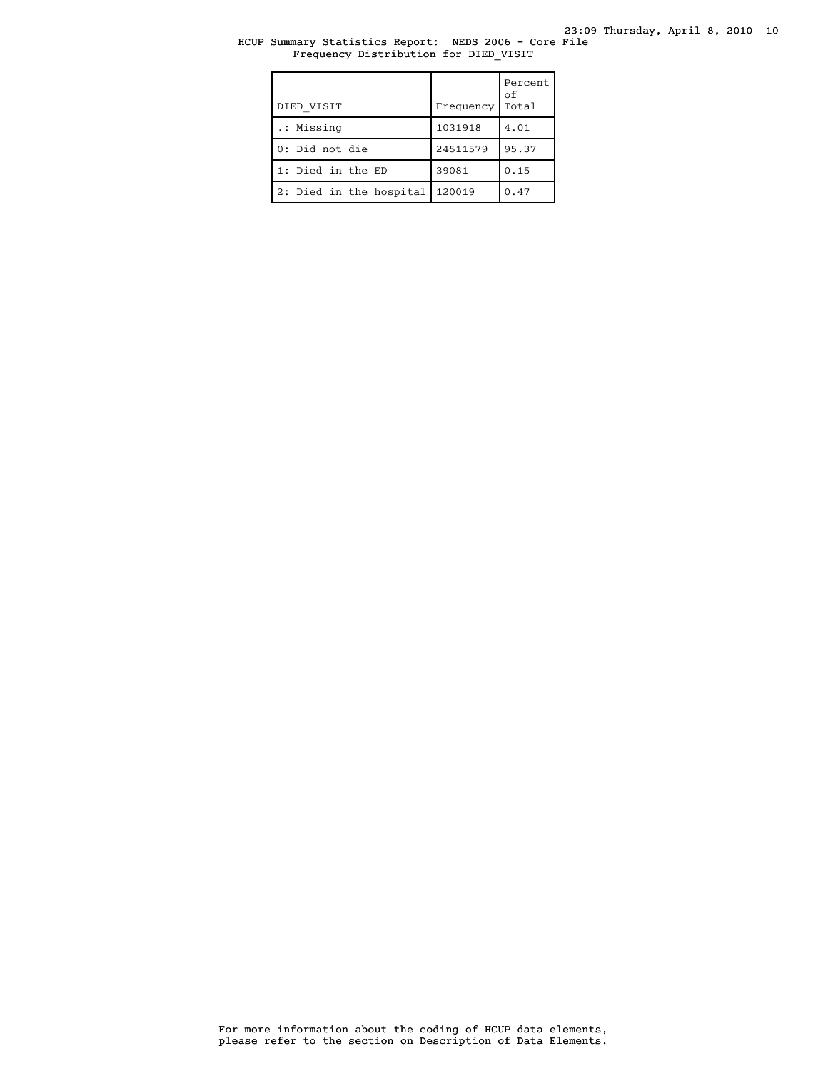HCUP Summary Statistics Report: NEDS 2006 - Core File
Frequency Distribution for DIED_VISIT

| DIED_VISIT | Frequency | Percent of Total |
|---|---|---|
| .: Missing | 1031918 | 4.01 |
| 0: Did not die | 24511579 | 95.37 |
| 1: Died in the ED | 39081 | 0.15 |
| 2: Died in the hospital | 120019 | 0.47 |

For more information about the coding of HCUP data elements, please refer to the section on Description of Data Elements.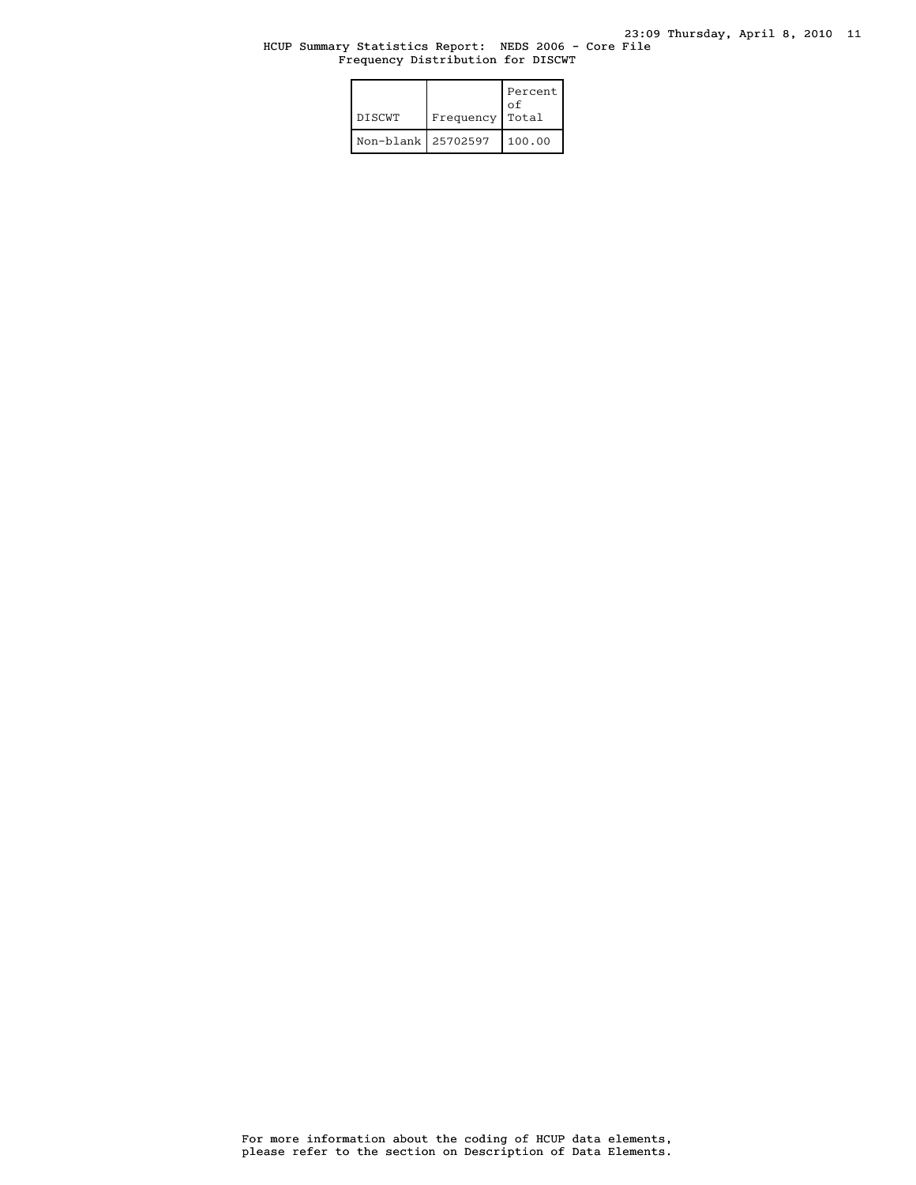HCUP Summary Statistics Report: NEDS 2006 - Core File
Frequency Distribution for DISCWT

| DISCWT | Frequency | Percent of Total |
|---|---|---|
| Non-blank | 25702597 | 100.00 |

For more information about the coding of HCUP data elements, please refer to the section on Description of Data Elements.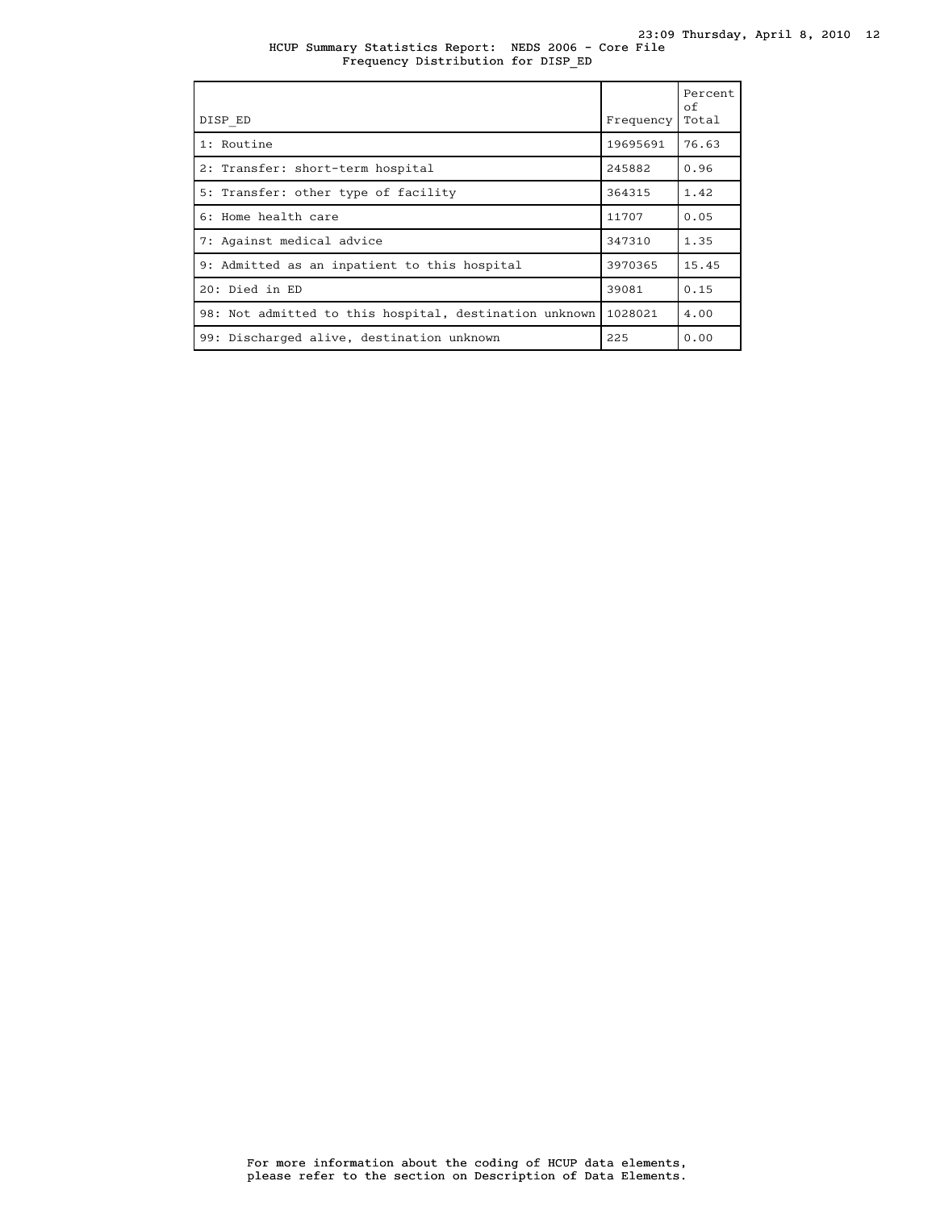HCUP Summary Statistics Report: NEDS 2006 - Core File
Frequency Distribution for DISP_ED

| DISP_ED | Frequency | Percent of Total |
|---|---|---|
| 1: Routine | 19695691 | 76.63 |
| 2: Transfer: short-term hospital | 245882 | 0.96 |
| 5: Transfer: other type of facility | 364315 | 1.42 |
| 6: Home health care | 11707 | 0.05 |
| 7: Against medical advice | 347310 | 1.35 |
| 9: Admitted as an inpatient to this hospital | 3970365 | 15.45 |
| 20: Died in ED | 39081 | 0.15 |
| 98: Not admitted to this hospital, destination unknown | 1028021 | 4.00 |
| 99: Discharged alive, destination unknown | 225 | 0.00 |

For more information about the coding of HCUP data elements, please refer to the section on Description of Data Elements.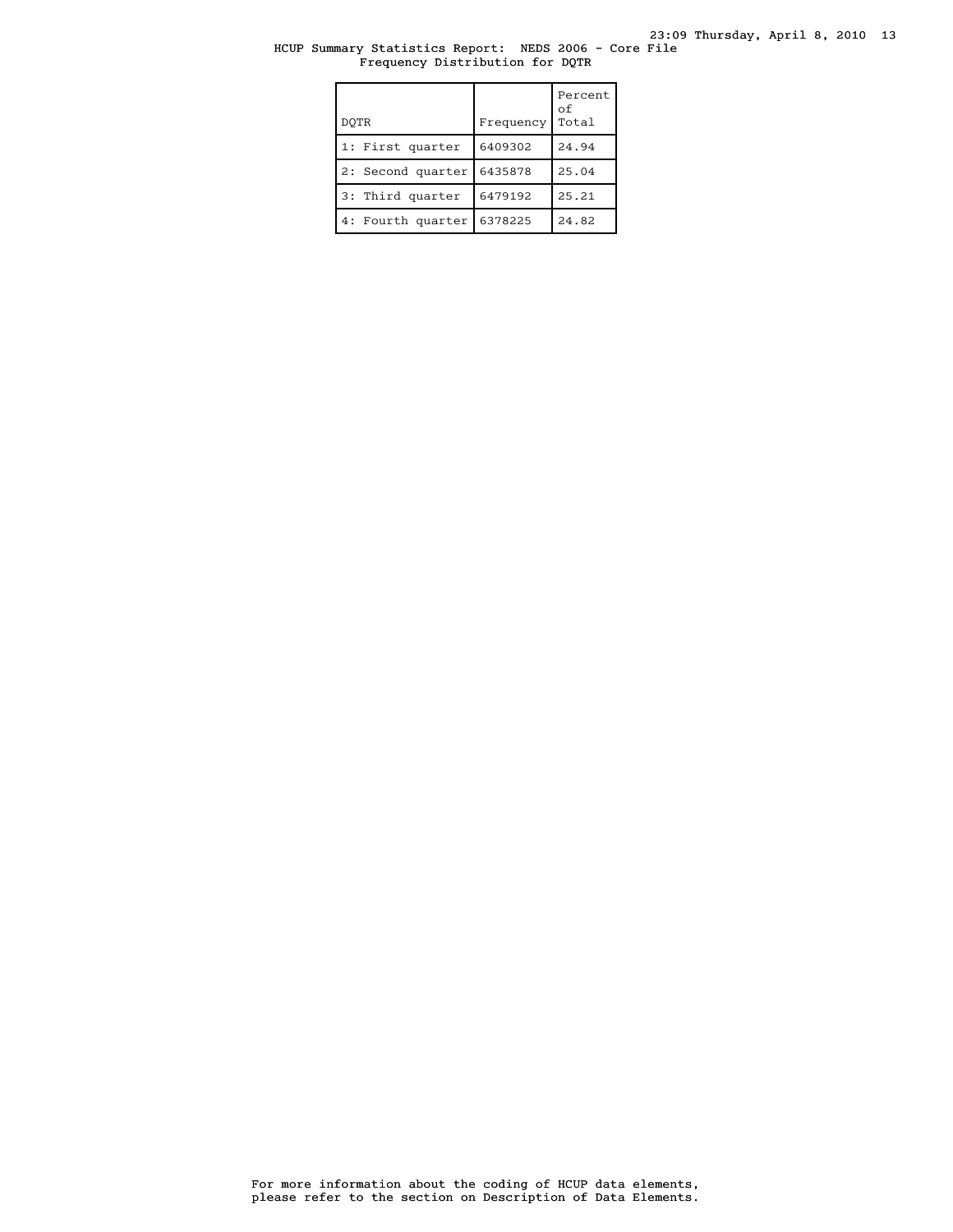HCUP Summary Statistics Report: NEDS 2006 - Core File
Frequency Distribution for DQTR

| DQTR | Frequency | Percent of Total |
| --- | --- | --- |
| 1: First quarter | 6409302 | 24.94 |
| 2: Second quarter | 6435878 | 25.04 |
| 3: Third quarter | 6479192 | 25.21 |
| 4: Fourth quarter | 6378225 | 24.82 |

For more information about the coding of HCUP data elements, please refer to the section on Description of Data Elements.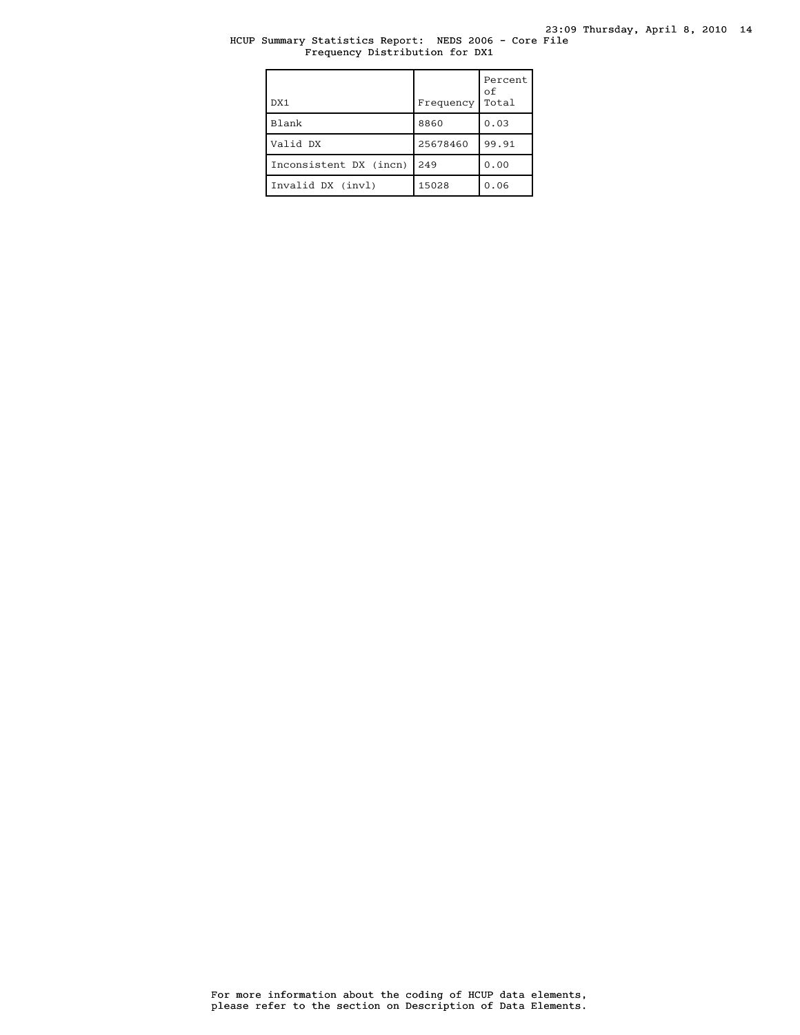HCUP Summary Statistics Report: NEDS 2006 - Core File
Frequency Distribution for DX1

| DX1 | Frequency | Percent of Total |
|---|---|---|
| Blank | 8860 | 0.03 |
| Valid DX | 25678460 | 99.91 |
| Inconsistent DX (incn) | 249 | 0.00 |
| Invalid DX (invl) | 15028 | 0.06 |

For more information about the coding of HCUP data elements, please refer to the section on Description of Data Elements.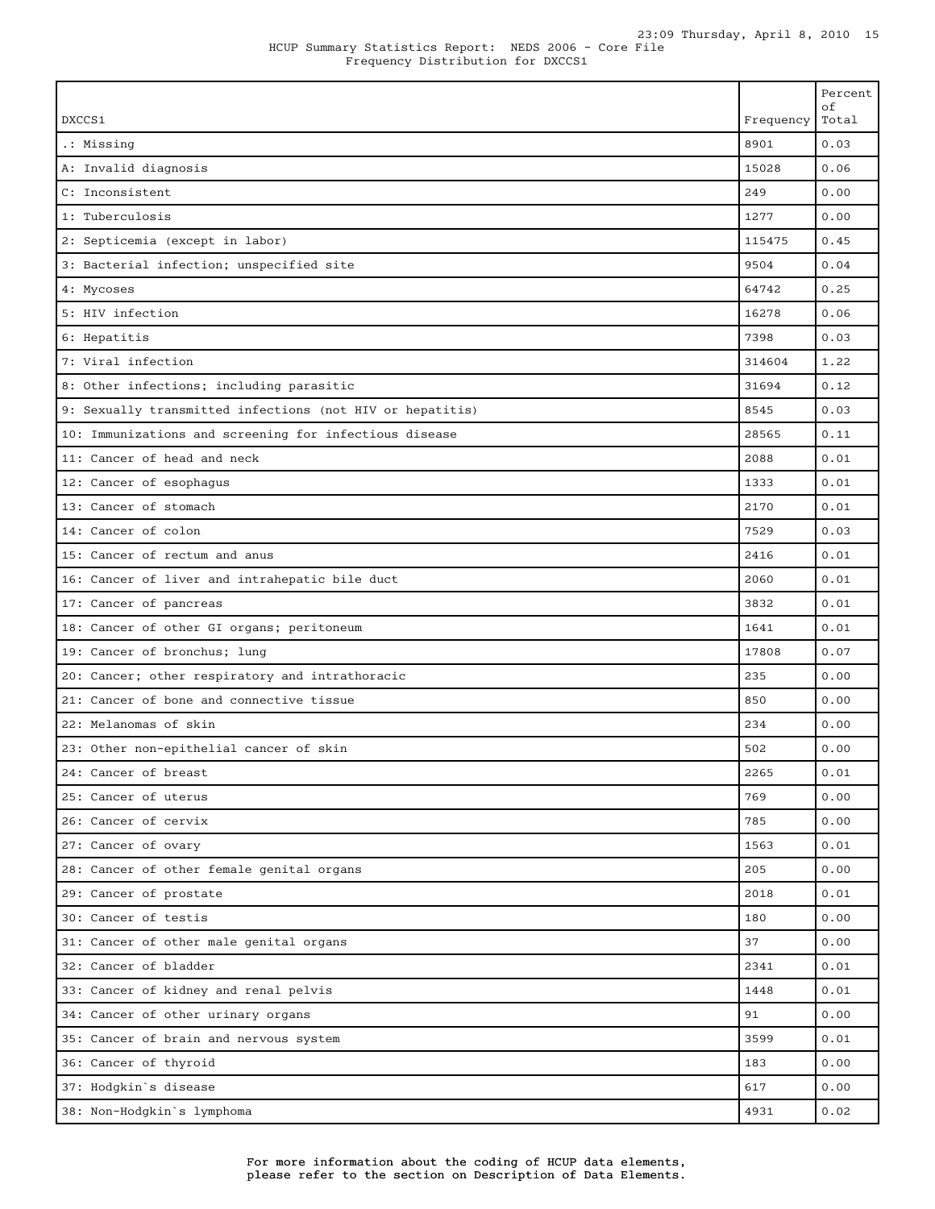HCUP Summary Statistics Report: NEDS 2006 - Core File
Frequency Distribution for DXCCS1

| DXCCS1 | Frequency | Percent of Total |
|---|---|---|
| .: Missing | 8901 | 0.03 |
| A: Invalid diagnosis | 15028 | 0.06 |
| C: Inconsistent | 249 | 0.00 |
| 1: Tuberculosis | 1277 | 0.00 |
| 2: Septicemia (except in labor) | 115475 | 0.45 |
| 3: Bacterial infection; unspecified site | 9504 | 0.04 |
| 4: Mycoses | 64742 | 0.25 |
| 5: HIV infection | 16278 | 0.06 |
| 6: Hepatitis | 7398 | 0.03 |
| 7: Viral infection | 314604 | 1.22 |
| 8: Other infections; including parasitic | 31694 | 0.12 |
| 9: Sexually transmitted infections (not HIV or hepatitis) | 8545 | 0.03 |
| 10: Immunizations and screening for infectious disease | 28565 | 0.11 |
| 11: Cancer of head and neck | 2088 | 0.01 |
| 12: Cancer of esophagus | 1333 | 0.01 |
| 13: Cancer of stomach | 2170 | 0.01 |
| 14: Cancer of colon | 7529 | 0.03 |
| 15: Cancer of rectum and anus | 2416 | 0.01 |
| 16: Cancer of liver and intrahepatic bile duct | 2060 | 0.01 |
| 17: Cancer of pancreas | 3832 | 0.01 |
| 18: Cancer of other GI organs; peritoneum | 1641 | 0.01 |
| 19: Cancer of bronchus; lung | 17808 | 0.07 |
| 20: Cancer; other respiratory and intrathoracic | 235 | 0.00 |
| 21: Cancer of bone and connective tissue | 850 | 0.00 |
| 22: Melanomas of skin | 234 | 0.00 |
| 23: Other non-epithelial cancer of skin | 502 | 0.00 |
| 24: Cancer of breast | 2265 | 0.01 |
| 25: Cancer of uterus | 769 | 0.00 |
| 26: Cancer of cervix | 785 | 0.00 |
| 27: Cancer of ovary | 1563 | 0.01 |
| 28: Cancer of other female genital organs | 205 | 0.00 |
| 29: Cancer of prostate | 2018 | 0.01 |
| 30: Cancer of testis | 180 | 0.00 |
| 31: Cancer of other male genital organs | 37 | 0.00 |
| 32: Cancer of bladder | 2341 | 0.01 |
| 33: Cancer of kidney and renal pelvis | 1448 | 0.01 |
| 34: Cancer of other urinary organs | 91 | 0.00 |
| 35: Cancer of brain and nervous system | 3599 | 0.01 |
| 36: Cancer of thyroid | 183 | 0.00 |
| 37: Hodgkin`s disease | 617 | 0.00 |
| 38: Non-Hodgkin`s lymphoma | 4931 | 0.02 |

For more information about the coding of HCUP data elements, please refer to the section on Description of Data Elements.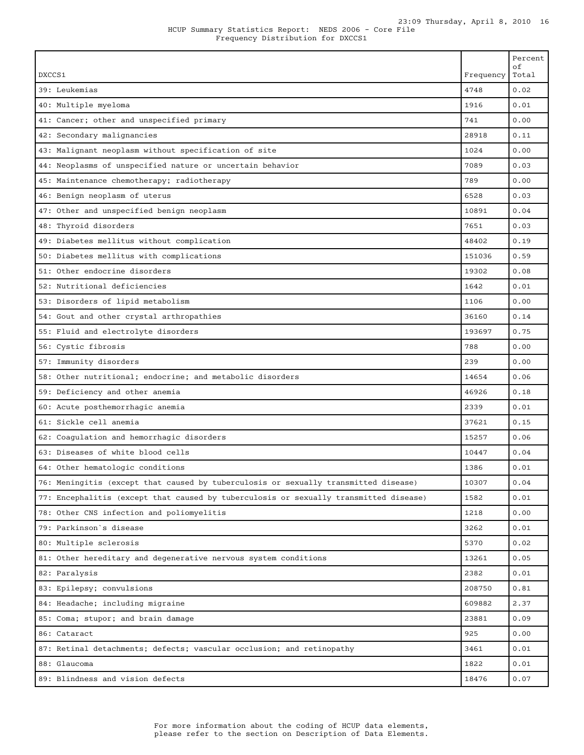HCUP Summary Statistics Report: NEDS 2006 - Core File
Frequency Distribution for DXCCS1

| DXCCS1 | Frequency | Percent of Total |
|---|---|---|
| 39: Leukemias | 4748 | 0.02 |
| 40: Multiple myeloma | 1916 | 0.01 |
| 41: Cancer; other and unspecified primary | 741 | 0.00 |
| 42: Secondary malignancies | 28918 | 0.11 |
| 43: Malignant neoplasm without specification of site | 1024 | 0.00 |
| 44: Neoplasms of unspecified nature or uncertain behavior | 7089 | 0.03 |
| 45: Maintenance chemotherapy; radiotherapy | 789 | 0.00 |
| 46: Benign neoplasm of uterus | 6528 | 0.03 |
| 47: Other and unspecified benign neoplasm | 10891 | 0.04 |
| 48: Thyroid disorders | 7651 | 0.03 |
| 49: Diabetes mellitus without complication | 48402 | 0.19 |
| 50: Diabetes mellitus with complications | 151036 | 0.59 |
| 51: Other endocrine disorders | 19302 | 0.08 |
| 52: Nutritional deficiencies | 1642 | 0.01 |
| 53: Disorders of lipid metabolism | 1106 | 0.00 |
| 54: Gout and other crystal arthropathies | 36160 | 0.14 |
| 55: Fluid and electrolyte disorders | 193697 | 0.75 |
| 56: Cystic fibrosis | 788 | 0.00 |
| 57: Immunity disorders | 239 | 0.00 |
| 58: Other nutritional; endocrine; and metabolic disorders | 14654 | 0.06 |
| 59: Deficiency and other anemia | 46926 | 0.18 |
| 60: Acute posthemorrhagic anemia | 2339 | 0.01 |
| 61: Sickle cell anemia | 37621 | 0.15 |
| 62: Coagulation and hemorrhagic disorders | 15257 | 0.06 |
| 63: Diseases of white blood cells | 10447 | 0.04 |
| 64: Other hematologic conditions | 1386 | 0.01 |
| 76: Meningitis (except that caused by tuberculosis or sexually transmitted disease) | 10307 | 0.04 |
| 77: Encephalitis (except that caused by tuberculosis or sexually transmitted disease) | 1582 | 0.01 |
| 78: Other CNS infection and poliomyelitis | 1218 | 0.00 |
| 79: Parkinson`s disease | 3262 | 0.01 |
| 80: Multiple sclerosis | 5370 | 0.02 |
| 81: Other hereditary and degenerative nervous system conditions | 13261 | 0.05 |
| 82: Paralysis | 2382 | 0.01 |
| 83: Epilepsy; convulsions | 208750 | 0.81 |
| 84: Headache; including migraine | 609882 | 2.37 |
| 85: Coma; stupor; and brain damage | 23881 | 0.09 |
| 86: Cataract | 925 | 0.00 |
| 87: Retinal detachments; defects; vascular occlusion; and retinopathy | 3461 | 0.01 |
| 88: Glaucoma | 1822 | 0.01 |
| 89: Blindness and vision defects | 18476 | 0.07 |

For more information about the coding of HCUP data elements, please refer to the section on Description of Data Elements.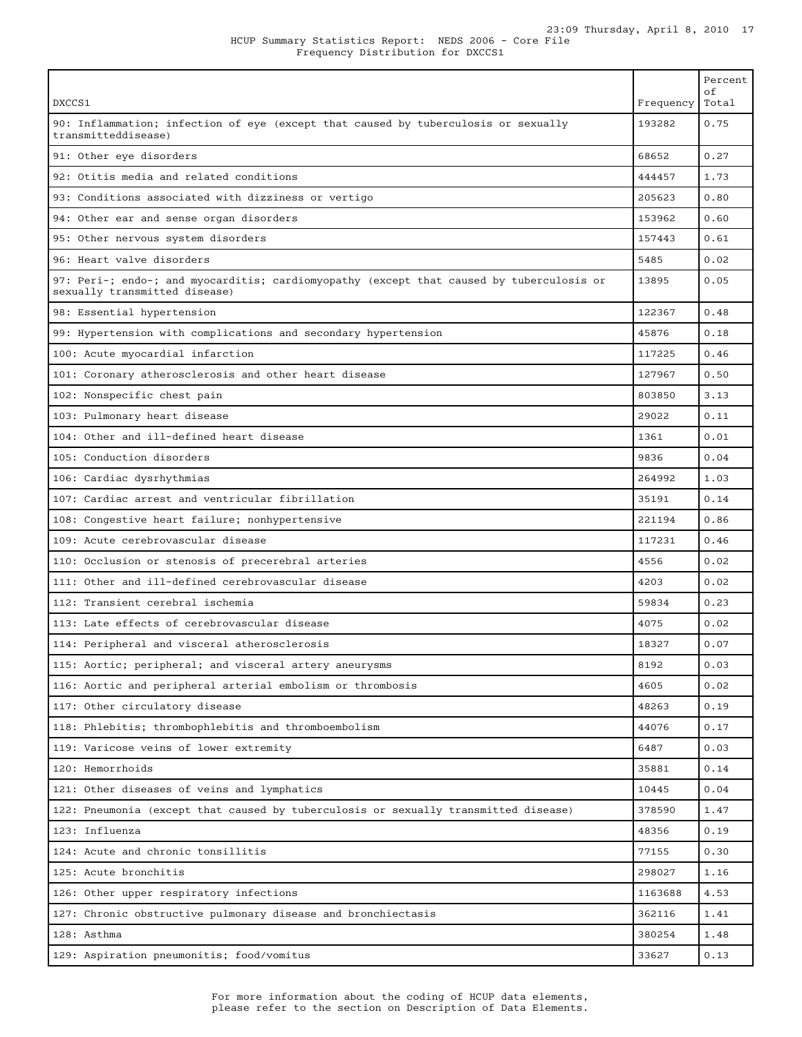HCUP Summary Statistics Report: NEDS 2006 - Core File
Frequency Distribution for DXCCS1

| DXCCS1 | Frequency | Percent of Total |
|---|---|---|
| 90: Inflammation; infection of eye (except that caused by tuberculosis or sexually transmitteddisease) | 193282 | 0.75 |
| 91: Other eye disorders | 68652 | 0.27 |
| 92: Otitis media and related conditions | 444457 | 1.73 |
| 93: Conditions associated with dizziness or vertigo | 205623 | 0.80 |
| 94: Other ear and sense organ disorders | 153962 | 0.60 |
| 95: Other nervous system disorders | 157443 | 0.61 |
| 96: Heart valve disorders | 5485 | 0.02 |
| 97: Peri-; endo-; and myocarditis; cardiomyopathy (except that caused by tuberculosis or sexually transmitted disease) | 13895 | 0.05 |
| 98: Essential hypertension | 122367 | 0.48 |
| 99: Hypertension with complications and secondary hypertension | 45876 | 0.18 |
| 100: Acute myocardial infarction | 117225 | 0.46 |
| 101: Coronary atherosclerosis and other heart disease | 127967 | 0.50 |
| 102: Nonspecific chest pain | 803850 | 3.13 |
| 103: Pulmonary heart disease | 29022 | 0.11 |
| 104: Other and ill-defined heart disease | 1361 | 0.01 |
| 105: Conduction disorders | 9836 | 0.04 |
| 106: Cardiac dysrhythmias | 264992 | 1.03 |
| 107: Cardiac arrest and ventricular fibrillation | 35191 | 0.14 |
| 108: Congestive heart failure; nonhypertensive | 221194 | 0.86 |
| 109: Acute cerebrovascular disease | 117231 | 0.46 |
| 110: Occlusion or stenosis of precerebral arteries | 4556 | 0.02 |
| 111: Other and ill-defined cerebrovascular disease | 4203 | 0.02 |
| 112: Transient cerebral ischemia | 59834 | 0.23 |
| 113: Late effects of cerebrovascular disease | 4075 | 0.02 |
| 114: Peripheral and visceral atherosclerosis | 18327 | 0.07 |
| 115: Aortic; peripheral; and visceral artery aneurysms | 8192 | 0.03 |
| 116: Aortic and peripheral arterial embolism or thrombosis | 4605 | 0.02 |
| 117: Other circulatory disease | 48263 | 0.19 |
| 118: Phlebitis; thrombophlebitis and thromboembolism | 44076 | 0.17 |
| 119: Varicose veins of lower extremity | 6487 | 0.03 |
| 120: Hemorrhoids | 35881 | 0.14 |
| 121: Other diseases of veins and lymphatics | 10445 | 0.04 |
| 122: Pneumonia (except that caused by tuberculosis or sexually transmitted disease) | 378590 | 1.47 |
| 123: Influenza | 48356 | 0.19 |
| 124: Acute and chronic tonsillitis | 77155 | 0.30 |
| 125: Acute bronchitis | 298027 | 1.16 |
| 126: Other upper respiratory infections | 1163688 | 4.53 |
| 127: Chronic obstructive pulmonary disease and bronchiectasis | 362116 | 1.41 |
| 128: Asthma | 380254 | 1.48 |
| 129: Aspiration pneumonitis; food/vomitus | 33627 | 0.13 |

For more information about the coding of HCUP data elements, please refer to the section on Description of Data Elements.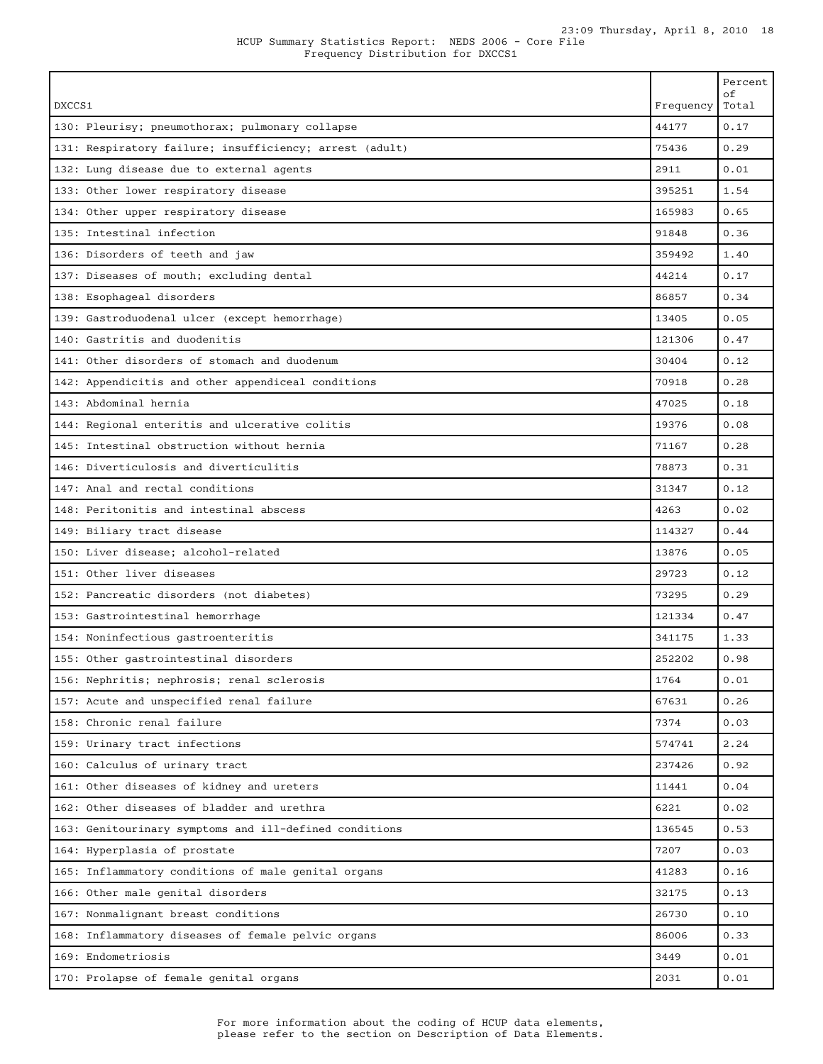HCUP Summary Statistics Report: NEDS 2006 - Core File
Frequency Distribution for DXCCS1

| DXCCS1 | Frequency | Percent of Total |
|---|---|---|
| 130: Pleurisy; pneumothorax; pulmonary collapse | 44177 | 0.17 |
| 131: Respiratory failure; insufficiency; arrest (adult) | 75436 | 0.29 |
| 132: Lung disease due to external agents | 2911 | 0.01 |
| 133: Other lower respiratory disease | 395251 | 1.54 |
| 134: Other upper respiratory disease | 165983 | 0.65 |
| 135: Intestinal infection | 91848 | 0.36 |
| 136: Disorders of teeth and jaw | 359492 | 1.40 |
| 137: Diseases of mouth; excluding dental | 44214 | 0.17 |
| 138: Esophageal disorders | 86857 | 0.34 |
| 139: Gastroduodenal ulcer (except hemorrhage) | 13405 | 0.05 |
| 140: Gastritis and duodenitis | 121306 | 0.47 |
| 141: Other disorders of stomach and duodenum | 30404 | 0.12 |
| 142: Appendicitis and other appendiceal conditions | 70918 | 0.28 |
| 143: Abdominal hernia | 47025 | 0.18 |
| 144: Regional enteritis and ulcerative colitis | 19376 | 0.08 |
| 145: Intestinal obstruction without hernia | 71167 | 0.28 |
| 146: Diverticulosis and diverticulitis | 78873 | 0.31 |
| 147: Anal and rectal conditions | 31347 | 0.12 |
| 148: Peritonitis and intestinal abscess | 4263 | 0.02 |
| 149: Biliary tract disease | 114327 | 0.44 |
| 150: Liver disease; alcohol-related | 13876 | 0.05 |
| 151: Other liver diseases | 29723 | 0.12 |
| 152: Pancreatic disorders (not diabetes) | 73295 | 0.29 |
| 153: Gastrointestinal hemorrhage | 121334 | 0.47 |
| 154: Noninfectious gastroenteritis | 341175 | 1.33 |
| 155: Other gastrointestinal disorders | 252202 | 0.98 |
| 156: Nephritis; nephrosis; renal sclerosis | 1764 | 0.01 |
| 157: Acute and unspecified renal failure | 67631 | 0.26 |
| 158: Chronic renal failure | 7374 | 0.03 |
| 159: Urinary tract infections | 574741 | 2.24 |
| 160: Calculus of urinary tract | 237426 | 0.92 |
| 161: Other diseases of kidney and ureters | 11441 | 0.04 |
| 162: Other diseases of bladder and urethra | 6221 | 0.02 |
| 163: Genitourinary symptoms and ill-defined conditions | 136545 | 0.53 |
| 164: Hyperplasia of prostate | 7207 | 0.03 |
| 165: Inflammatory conditions of male genital organs | 41283 | 0.16 |
| 166: Other male genital disorders | 32175 | 0.13 |
| 167: Nonmalignant breast conditions | 26730 | 0.10 |
| 168: Inflammatory diseases of female pelvic organs | 86006 | 0.33 |
| 169: Endometriosis | 3449 | 0.01 |
| 170: Prolapse of female genital organs | 2031 | 0.01 |

For more information about the coding of HCUP data elements, please refer to the section on Description of Data Elements.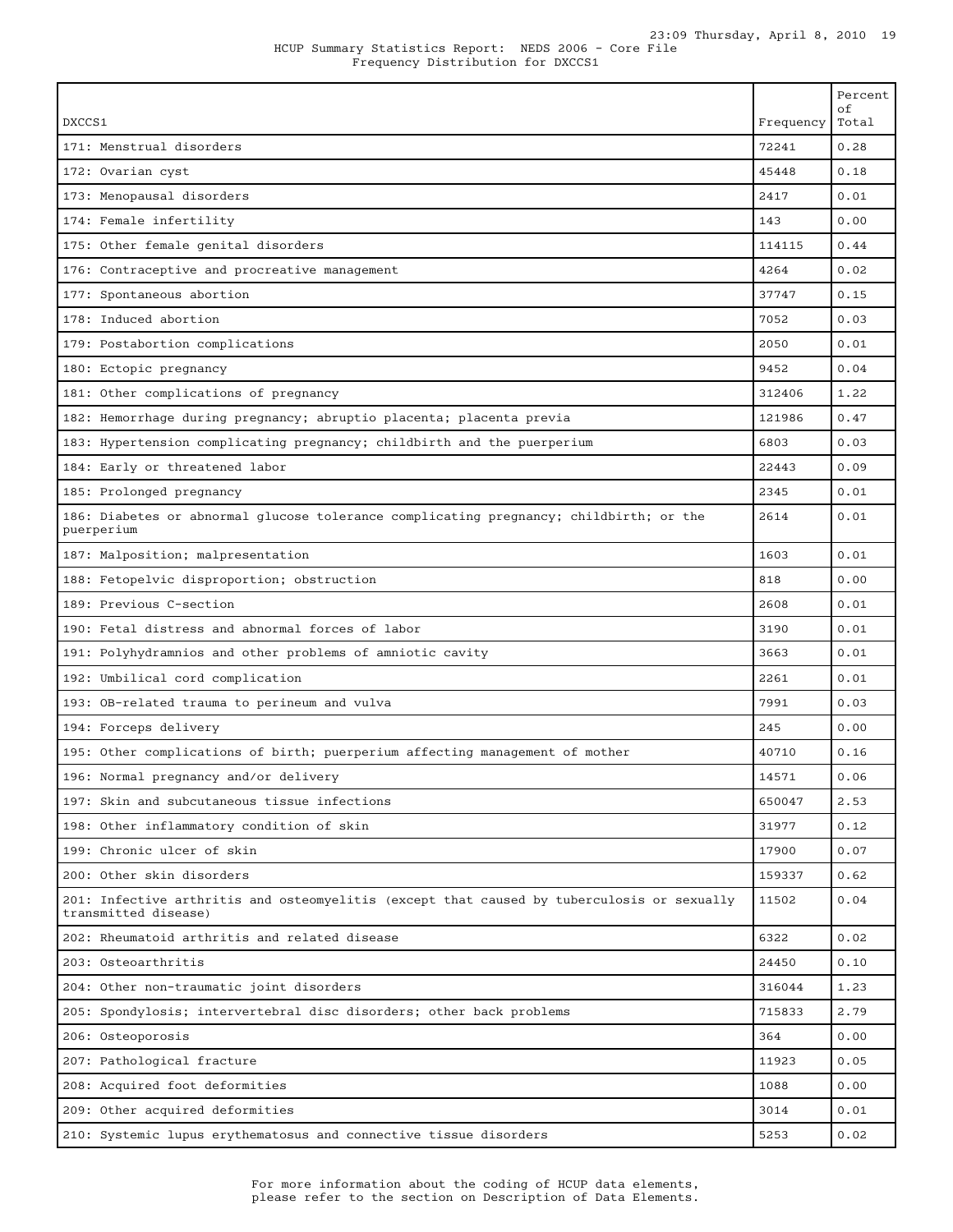HCUP Summary Statistics Report: NEDS 2006 - Core File
Frequency Distribution for DXCCS1

| DXCCS1 | Frequency | Percent of Total |
|---|---|---|
| 171: Menstrual disorders | 72241 | 0.28 |
| 172: Ovarian cyst | 45448 | 0.18 |
| 173: Menopausal disorders | 2417 | 0.01 |
| 174: Female infertility | 143 | 0.00 |
| 175: Other female genital disorders | 114115 | 0.44 |
| 176: Contraceptive and procreative management | 4264 | 0.02 |
| 177: Spontaneous abortion | 37747 | 0.15 |
| 178: Induced abortion | 7052 | 0.03 |
| 179: Postabortion complications | 2050 | 0.01 |
| 180: Ectopic pregnancy | 9452 | 0.04 |
| 181: Other complications of pregnancy | 312406 | 1.22 |
| 182: Hemorrhage during pregnancy; abruptio placenta; placenta previa | 121986 | 0.47 |
| 183: Hypertension complicating pregnancy; childbirth and the puerperium | 6803 | 0.03 |
| 184: Early or threatened labor | 22443 | 0.09 |
| 185: Prolonged pregnancy | 2345 | 0.01 |
| 186: Diabetes or abnormal glucose tolerance complicating pregnancy; childbirth; or the puerperium | 2614 | 0.01 |
| 187: Malposition; malpresentation | 1603 | 0.01 |
| 188: Fetopelvic disproportion; obstruction | 818 | 0.00 |
| 189: Previous C-section | 2608 | 0.01 |
| 190: Fetal distress and abnormal forces of labor | 3190 | 0.01 |
| 191: Polyhydramnios and other problems of amniotic cavity | 3663 | 0.01 |
| 192: Umbilical cord complication | 2261 | 0.01 |
| 193: OB-related trauma to perineum and vulva | 7991 | 0.03 |
| 194: Forceps delivery | 245 | 0.00 |
| 195: Other complications of birth; puerperium affecting management of mother | 40710 | 0.16 |
| 196: Normal pregnancy and/or delivery | 14571 | 0.06 |
| 197: Skin and subcutaneous tissue infections | 650047 | 2.53 |
| 198: Other inflammatory condition of skin | 31977 | 0.12 |
| 199: Chronic ulcer of skin | 17900 | 0.07 |
| 200: Other skin disorders | 159337 | 0.62 |
| 201: Infective arthritis and osteomyelitis (except that caused by tuberculosis or sexually transmitted disease) | 11502 | 0.04 |
| 202: Rheumatoid arthritis and related disease | 6322 | 0.02 |
| 203: Osteoarthritis | 24450 | 0.10 |
| 204: Other non-traumatic joint disorders | 316044 | 1.23 |
| 205: Spondylosis; intervertebral disc disorders; other back problems | 715833 | 2.79 |
| 206: Osteoporosis | 364 | 0.00 |
| 207: Pathological fracture | 11923 | 0.05 |
| 208: Acquired foot deformities | 1088 | 0.00 |
| 209: Other acquired deformities | 3014 | 0.01 |
| 210: Systemic lupus erythematosus and connective tissue disorders | 5253 | 0.02 |

For more information about the coding of HCUP data elements, please refer to the section on Description of Data Elements.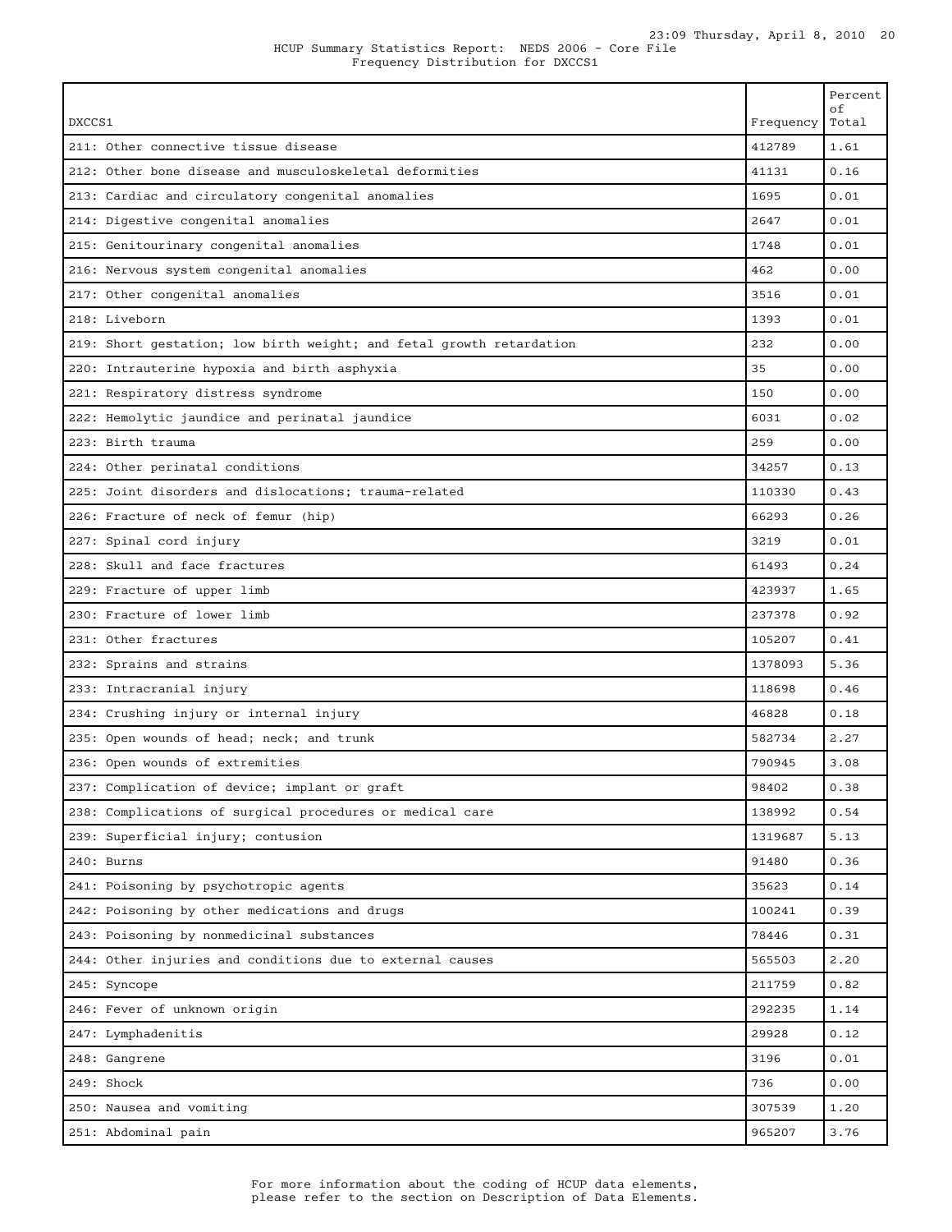HCUP Summary Statistics Report: NEDS 2006 - Core File
Frequency Distribution for DXCCS1

| DXCCS1 | Frequency | Percent of Total |
|---|---|---|
| 211: Other connective tissue disease | 412789 | 1.61 |
| 212: Other bone disease and musculoskeletal deformities | 41131 | 0.16 |
| 213: Cardiac and circulatory congenital anomalies | 1695 | 0.01 |
| 214: Digestive congenital anomalies | 2647 | 0.01 |
| 215: Genitourinary congenital anomalies | 1748 | 0.01 |
| 216: Nervous system congenital anomalies | 462 | 0.00 |
| 217: Other congenital anomalies | 3516 | 0.01 |
| 218: Liveborn | 1393 | 0.01 |
| 219: Short gestation; low birth weight; and fetal growth retardation | 232 | 0.00 |
| 220: Intrauterine hypoxia and birth asphyxia | 35 | 0.00 |
| 221: Respiratory distress syndrome | 150 | 0.00 |
| 222: Hemolytic jaundice and perinatal jaundice | 6031 | 0.02 |
| 223: Birth trauma | 259 | 0.00 |
| 224: Other perinatal conditions | 34257 | 0.13 |
| 225: Joint disorders and dislocations; trauma-related | 110330 | 0.43 |
| 226: Fracture of neck of femur (hip) | 66293 | 0.26 |
| 227: Spinal cord injury | 3219 | 0.01 |
| 228: Skull and face fractures | 61493 | 0.24 |
| 229: Fracture of upper limb | 423937 | 1.65 |
| 230: Fracture of lower limb | 237378 | 0.92 |
| 231: Other fractures | 105207 | 0.41 |
| 232: Sprains and strains | 1378093 | 5.36 |
| 233: Intracranial injury | 118698 | 0.46 |
| 234: Crushing injury or internal injury | 46828 | 0.18 |
| 235: Open wounds of head; neck; and trunk | 582734 | 2.27 |
| 236: Open wounds of extremities | 790945 | 3.08 |
| 237: Complication of device; implant or graft | 98402 | 0.38 |
| 238: Complications of surgical procedures or medical care | 138992 | 0.54 |
| 239: Superficial injury; contusion | 1319687 | 5.13 |
| 240: Burns | 91480 | 0.36 |
| 241: Poisoning by psychotropic agents | 35623 | 0.14 |
| 242: Poisoning by other medications and drugs | 100241 | 0.39 |
| 243: Poisoning by nonmedicinal substances | 78446 | 0.31 |
| 244: Other injuries and conditions due to external causes | 565503 | 2.20 |
| 245: Syncope | 211759 | 0.82 |
| 246: Fever of unknown origin | 292235 | 1.14 |
| 247: Lymphadenitis | 29928 | 0.12 |
| 248: Gangrene | 3196 | 0.01 |
| 249: Shock | 736 | 0.00 |
| 250: Nausea and vomiting | 307539 | 1.20 |
| 251: Abdominal pain | 965207 | 3.76 |

For more information about the coding of HCUP data elements, please refer to the section on Description of Data Elements.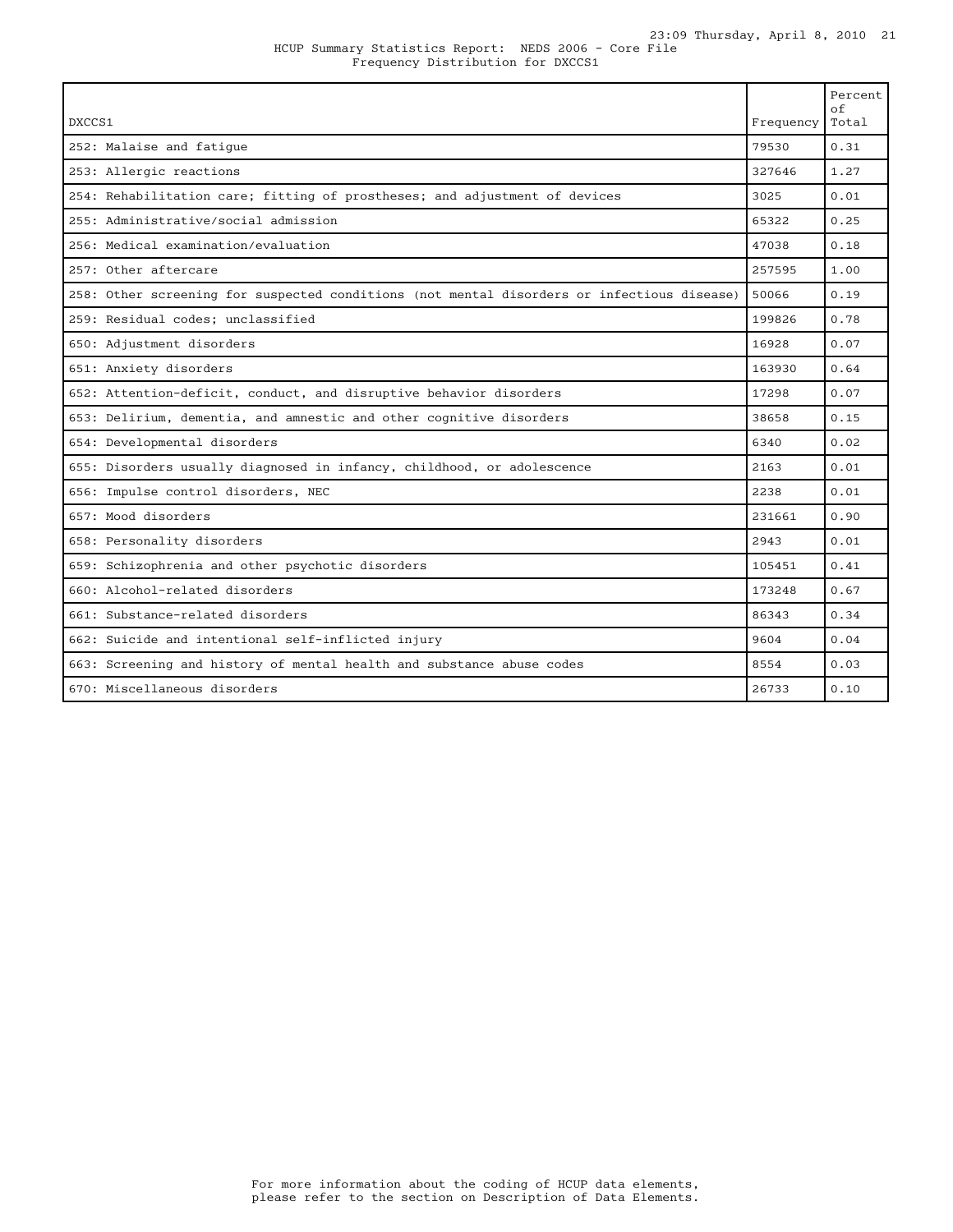HCUP Summary Statistics Report: NEDS 2006 - Core File

Frequency Distribution for DXCCS1

| DXCCS1 | Frequency | Percent of Total |
|---|---|---|
| 252: Malaise and fatigue | 79530 | 0.31 |
| 253: Allergic reactions | 327646 | 1.27 |
| 254: Rehabilitation care; fitting of prostheses; and adjustment of devices | 3025 | 0.01 |
| 255: Administrative/social admission | 65322 | 0.25 |
| 256: Medical examination/evaluation | 47038 | 0.18 |
| 257: Other aftercare | 257595 | 1.00 |
| 258: Other screening for suspected conditions (not mental disorders or infectious disease) | 50066 | 0.19 |
| 259: Residual codes; unclassified | 199826 | 0.78 |
| 650: Adjustment disorders | 16928 | 0.07 |
| 651: Anxiety disorders | 163930 | 0.64 |
| 652: Attention-deficit, conduct, and disruptive behavior disorders | 17298 | 0.07 |
| 653: Delirium, dementia, and amnestic and other cognitive disorders | 38658 | 0.15 |
| 654: Developmental disorders | 6340 | 0.02 |
| 655: Disorders usually diagnosed in infancy, childhood, or adolescence | 2163 | 0.01 |
| 656: Impulse control disorders, NEC | 2238 | 0.01 |
| 657: Mood disorders | 231661 | 0.90 |
| 658: Personality disorders | 2943 | 0.01 |
| 659: Schizophrenia and other psychotic disorders | 105451 | 0.41 |
| 660: Alcohol-related disorders | 173248 | 0.67 |
| 661: Substance-related disorders | 86343 | 0.34 |
| 662: Suicide and intentional self-inflicted injury | 9604 | 0.04 |
| 663: Screening and history of mental health and substance abuse codes | 8554 | 0.03 |
| 670: Miscellaneous disorders | 26733 | 0.10 |

For more information about the coding of HCUP data elements, please refer to the section on Description of Data Elements.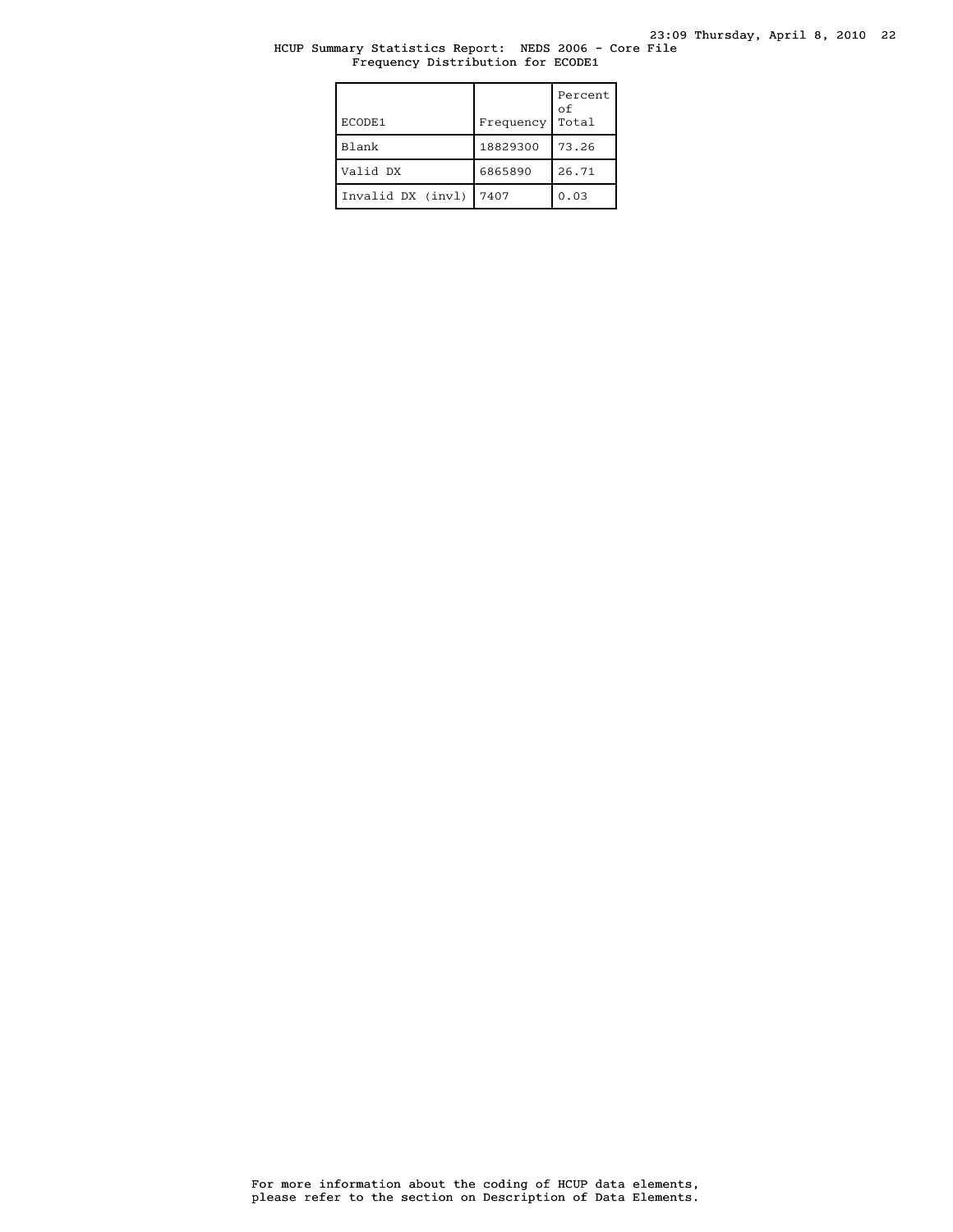HCUP Summary Statistics Report: NEDS 2006 - Core File
Frequency Distribution for ECODE1

| ECODE1 | Frequency | Percent of Total |
| --- | --- | --- |
| Blank | 18829300 | 73.26 |
| Valid DX | 6865890 | 26.71 |
| Invalid DX (invl) | 7407 | 0.03 |

For more information about the coding of HCUP data elements, please refer to the section on Description of Data Elements.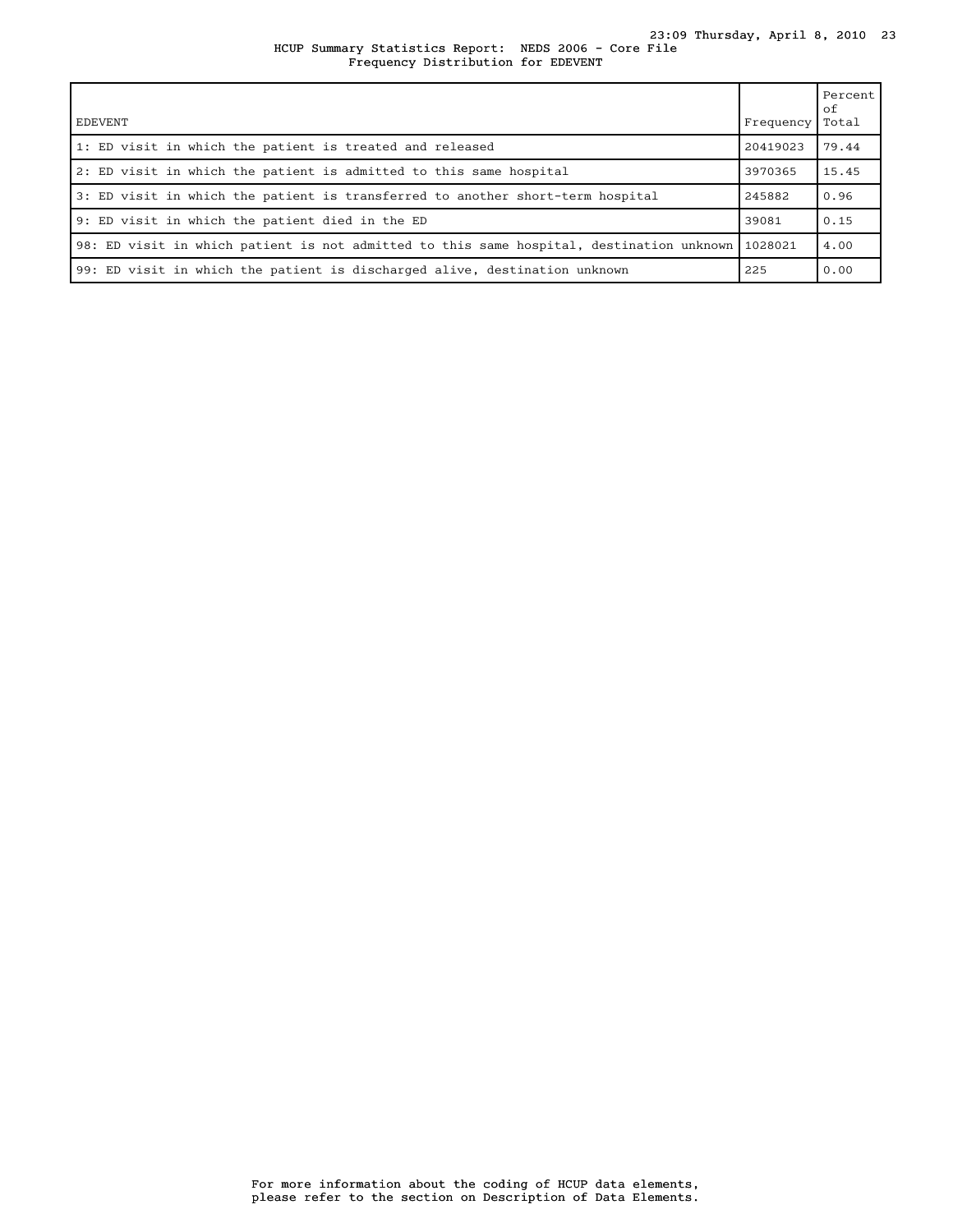HCUP Summary Statistics Report: NEDS 2006 - Core File
Frequency Distribution for EDEVENT

| EDEVENT | Frequency | Percent of Total |
|---|---|---|
| 1: ED visit in which the patient is treated and released | 20419023 | 79.44 |
| 2: ED visit in which the patient is admitted to this same hospital | 3970365 | 15.45 |
| 3: ED visit in which the patient is transferred to another short-term hospital | 245882 | 0.96 |
| 9: ED visit in which the patient died in the ED | 39081 | 0.15 |
| 98: ED visit in which patient is not admitted to this same hospital, destination unknown | 1028021 | 4.00 |
| 99: ED visit in which the patient is discharged alive, destination unknown | 225 | 0.00 |

For more information about the coding of HCUP data elements, please refer to the section on Description of Data Elements.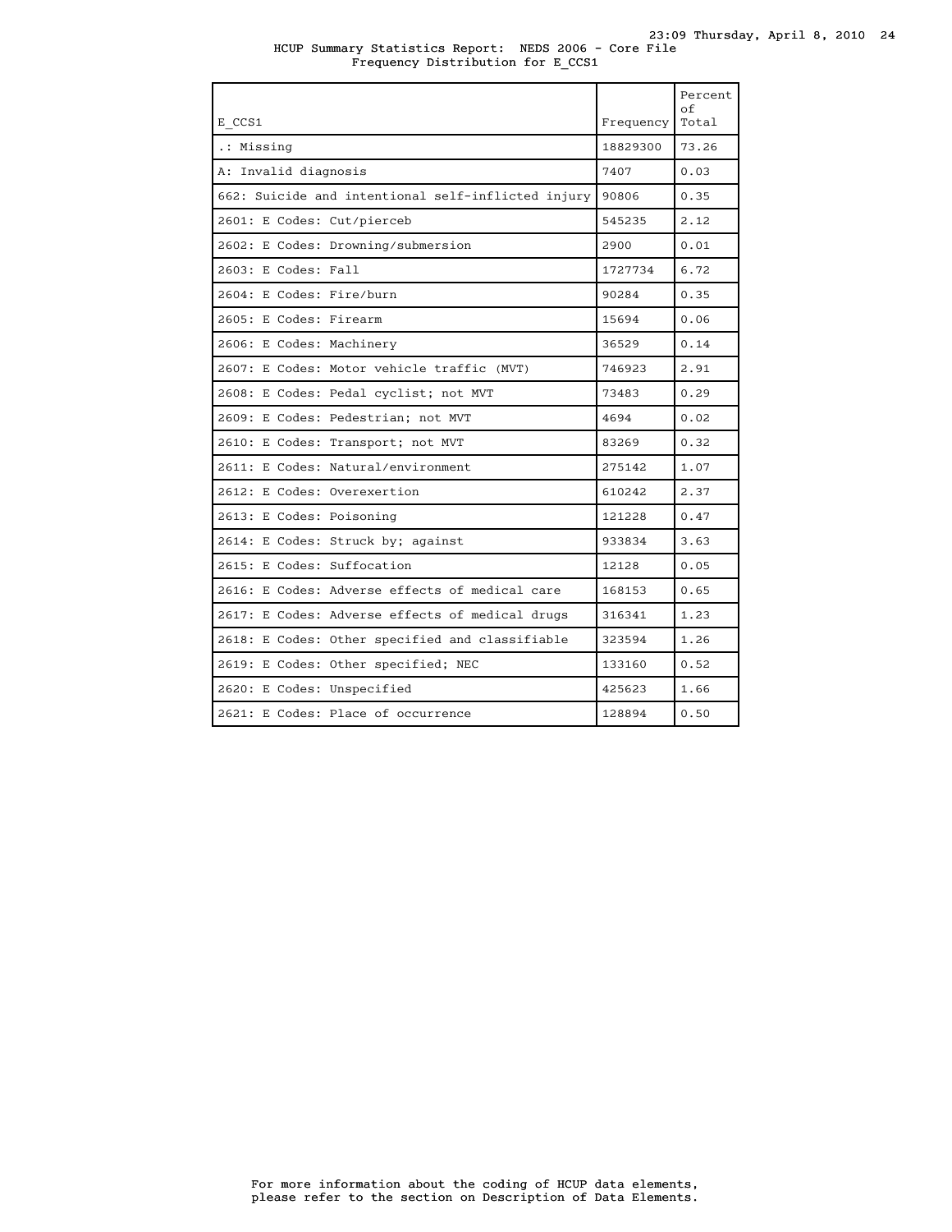HCUP Summary Statistics Report: NEDS 2006 - Core File
Frequency Distribution for E_CCS1

| E_CCS1 | Frequency | Percent of Total |
|---|---|---|
| .: Missing | 18829300 | 73.26 |
| A: Invalid diagnosis | 7407 | 0.03 |
| 662: Suicide and intentional self-inflicted injury | 90806 | 0.35 |
| 2601: E Codes: Cut/pierceb | 545235 | 2.12 |
| 2602: E Codes: Drowning/submersion | 2900 | 0.01 |
| 2603: E Codes: Fall | 1727734 | 6.72 |
| 2604: E Codes: Fire/burn | 90284 | 0.35 |
| 2605: E Codes: Firearm | 15694 | 0.06 |
| 2606: E Codes: Machinery | 36529 | 0.14 |
| 2607: E Codes: Motor vehicle traffic (MVT) | 746923 | 2.91 |
| 2608: E Codes: Pedal cyclist; not MVT | 73483 | 0.29 |
| 2609: E Codes: Pedestrian; not MVT | 4694 | 0.02 |
| 2610: E Codes: Transport; not MVT | 83269 | 0.32 |
| 2611: E Codes: Natural/environment | 275142 | 1.07 |
| 2612: E Codes: Overexertion | 610242 | 2.37 |
| 2613: E Codes: Poisoning | 121228 | 0.47 |
| 2614: E Codes: Struck by; against | 933834 | 3.63 |
| 2615: E Codes: Suffocation | 12128 | 0.05 |
| 2616: E Codes: Adverse effects of medical care | 168153 | 0.65 |
| 2617: E Codes: Adverse effects of medical drugs | 316341 | 1.23 |
| 2618: E Codes: Other specified and classifiable | 323594 | 1.26 |
| 2619: E Codes: Other specified; NEC | 133160 | 0.52 |
| 2620: E Codes: Unspecified | 425623 | 1.66 |
| 2621: E Codes: Place of occurrence | 128894 | 0.50 |

For more information about the coding of HCUP data elements, please refer to the section on Description of Data Elements.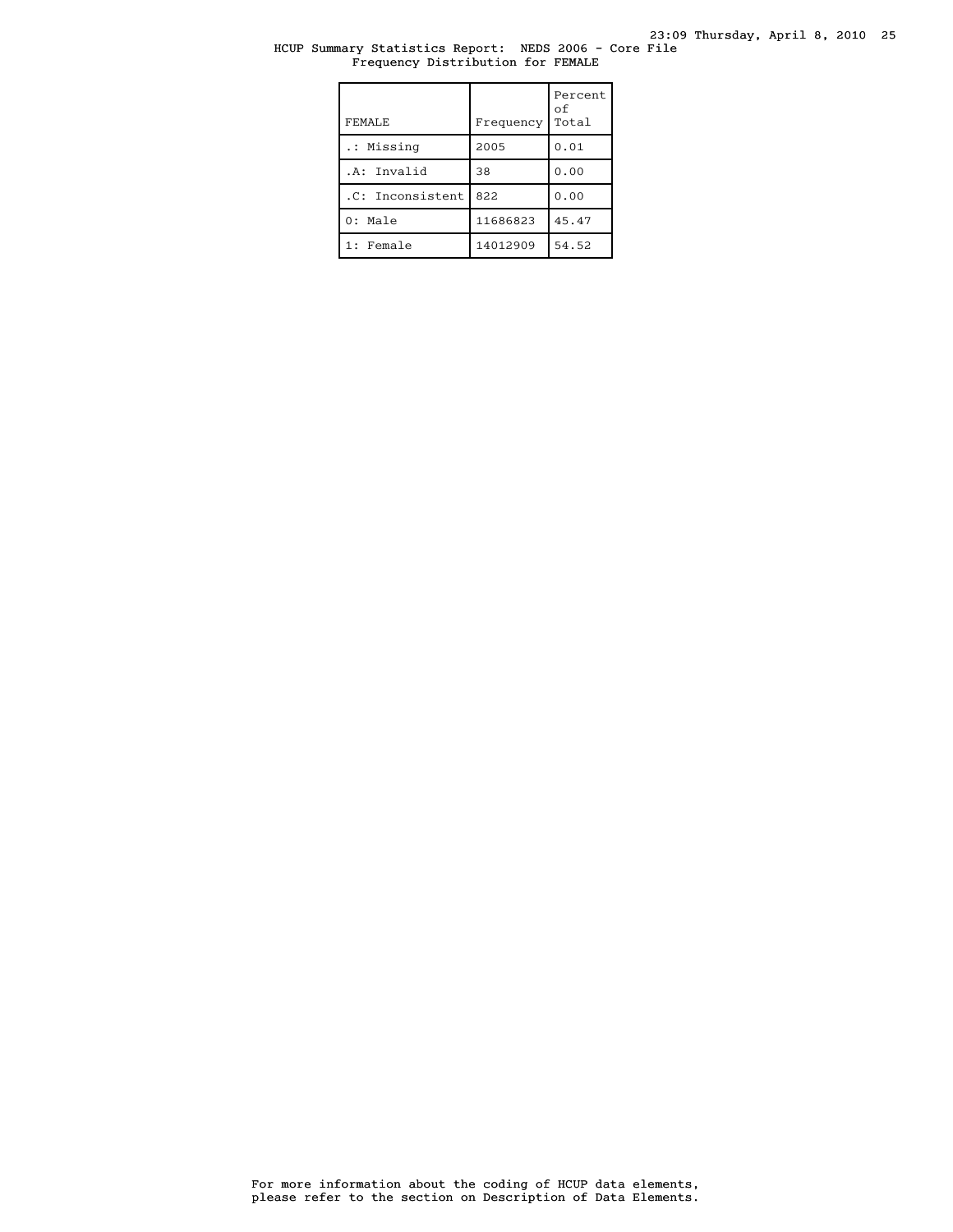HCUP Summary Statistics Report: NEDS 2006 - Core File
Frequency Distribution for FEMALE

| FEMALE | Frequency | Percent of Total |
|---|---|---|
| .: Missing | 2005 | 0.01 |
| .A: Invalid | 38 | 0.00 |
| .C: Inconsistent | 822 | 0.00 |
| 0: Male | 11686823 | 45.47 |
| 1: Female | 14012909 | 54.52 |

For more information about the coding of HCUP data elements, please refer to the section on Description of Data Elements.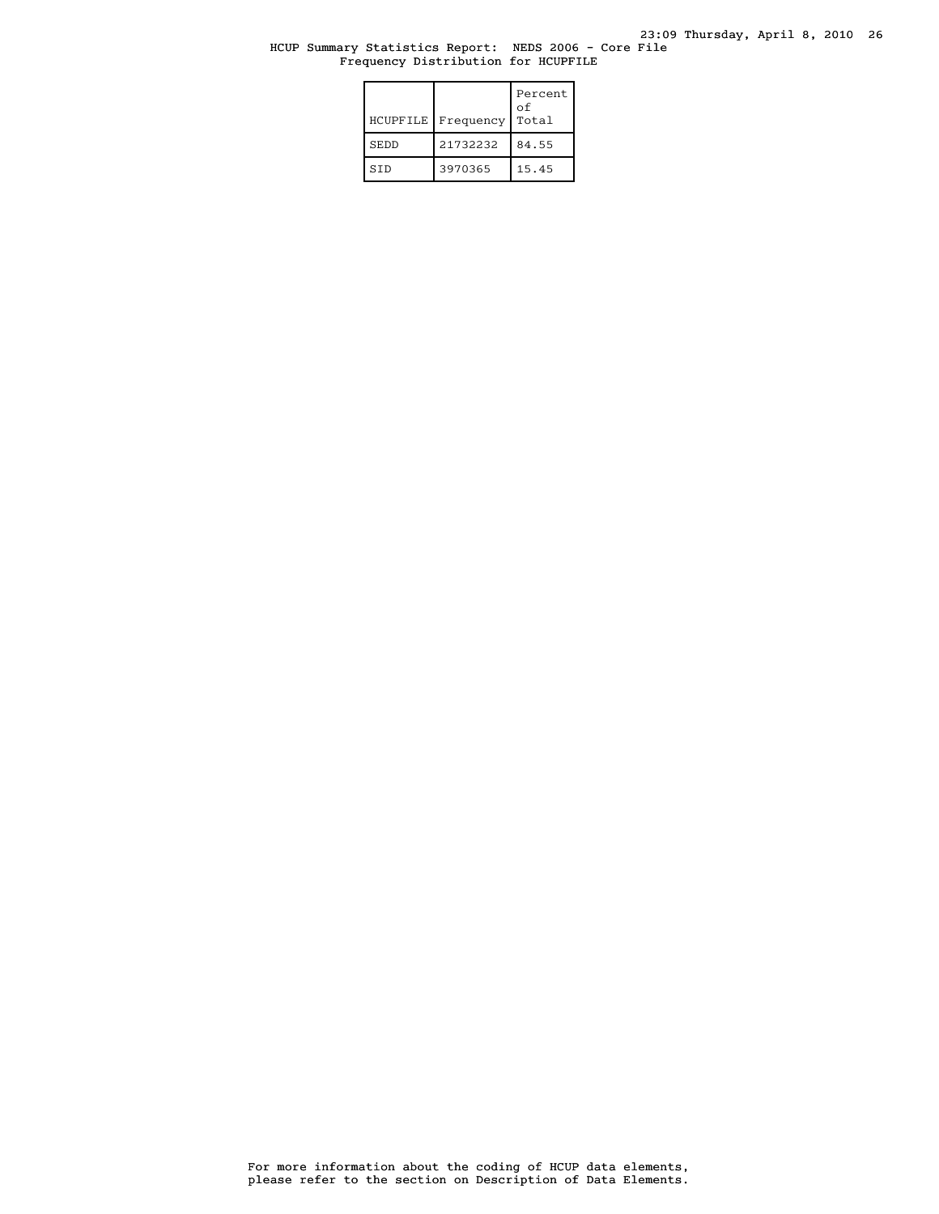HCUP Summary Statistics Report: NEDS 2006 - Core File
Frequency Distribution for HCUPFILE

| HCUPFILE | Frequency | Percent of Total |
|---|---|---|
| SEDD | 21732232 | 84.55 |
| SID | 3970365 | 15.45 |

For more information about the coding of HCUP data elements, please refer to the section on Description of Data Elements.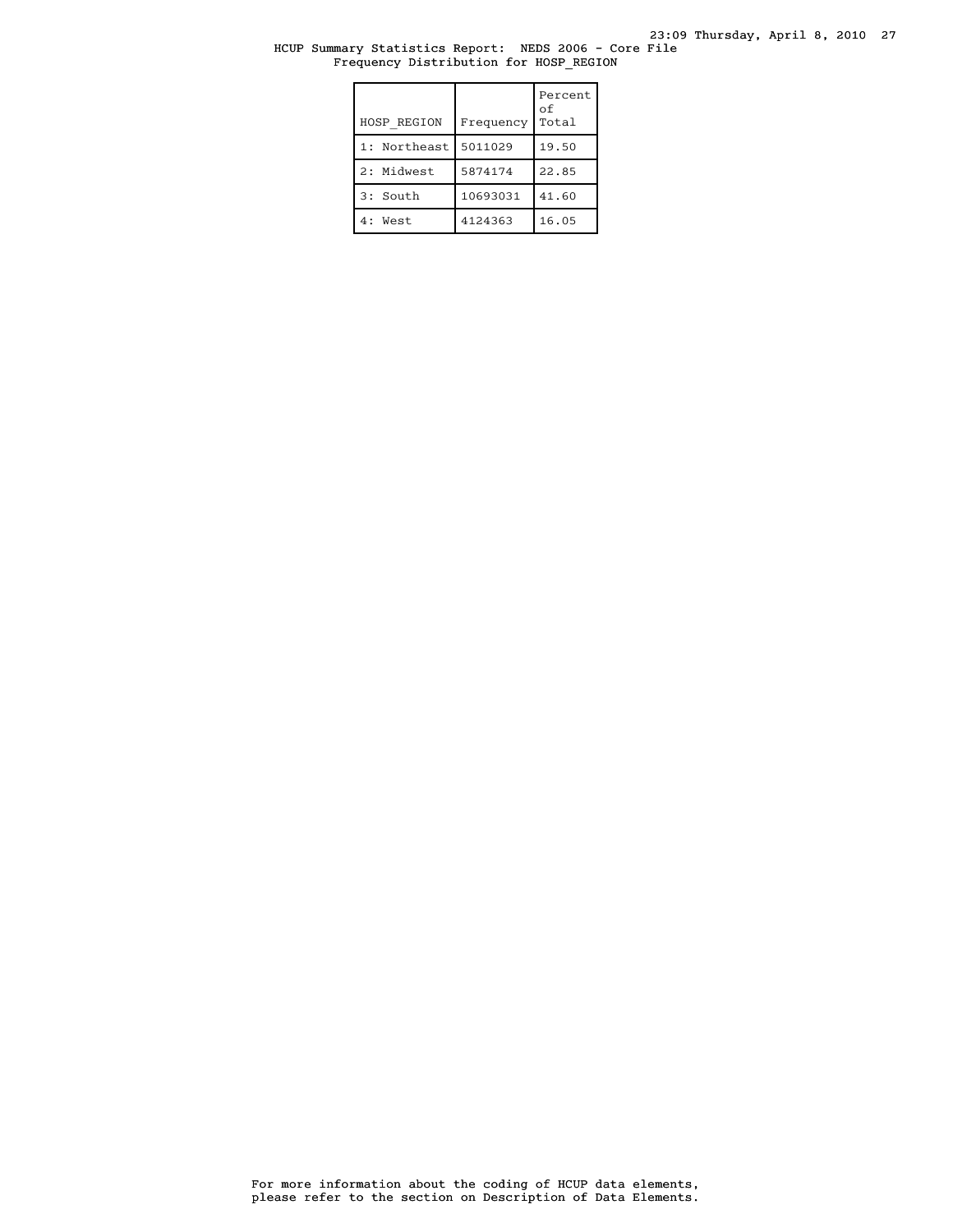HCUP Summary Statistics Report: NEDS 2006 - Core File
Frequency Distribution for HOSP_REGION

| HOSP_REGION | Frequency | Percent of Total |
|---|---|---|
| 1: Northeast | 5011029 | 19.50 |
| 2: Midwest | 5874174 | 22.85 |
| 3: South | 10693031 | 41.60 |
| 4: West | 4124363 | 16.05 |

For more information about the coding of HCUP data elements, please refer to the section on Description of Data Elements.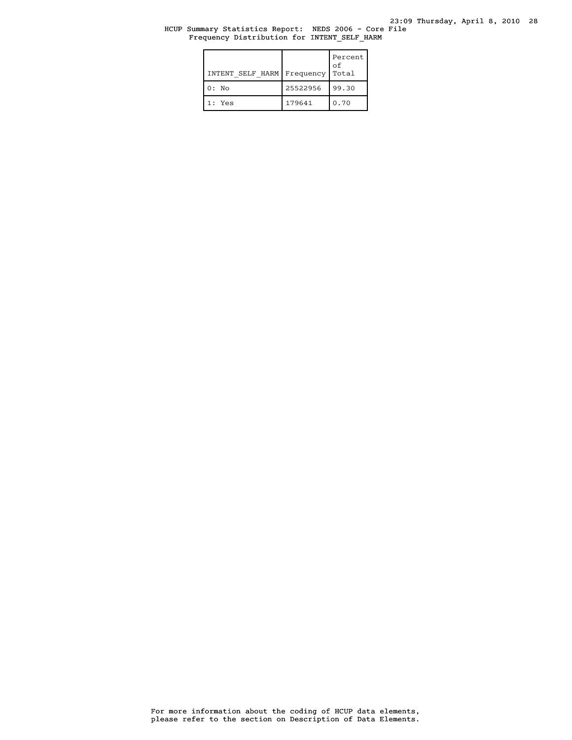HCUP Summary Statistics Report: NEDS 2006 - Core File
Frequency Distribution for INTENT_SELF_HARM

| INTENT_SELF_HARM | Frequency | Percent of Total |
|---|---|---|
| 0: No | 25522956 | 99.30 |
| 1: Yes | 179641 | 0.70 |

For more information about the coding of HCUP data elements, please refer to the section on Description of Data Elements.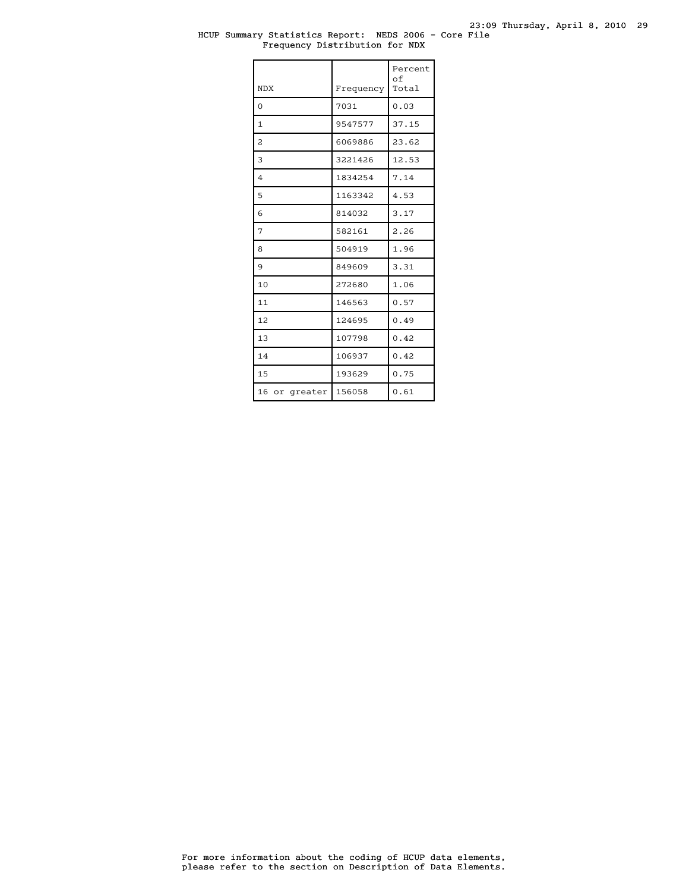HCUP Summary Statistics Report: NEDS 2006 - Core File
Frequency Distribution for NDX

| NDX | Frequency | Percent of Total |
|---|---|---|
| 0 | 7031 | 0.03 |
| 1 | 9547577 | 37.15 |
| 2 | 6069886 | 23.62 |
| 3 | 3221426 | 12.53 |
| 4 | 1834254 | 7.14 |
| 5 | 1163342 | 4.53 |
| 6 | 814032 | 3.17 |
| 7 | 582161 | 2.26 |
| 8 | 504919 | 1.96 |
| 9 | 849609 | 3.31 |
| 10 | 272680 | 1.06 |
| 11 | 146563 | 0.57 |
| 12 | 124695 | 0.49 |
| 13 | 107798 | 0.42 |
| 14 | 106937 | 0.42 |
| 15 | 193629 | 0.75 |
| 16 or greater | 156058 | 0.61 |

For more information about the coding of HCUP data elements, please refer to the section on Description of Data Elements.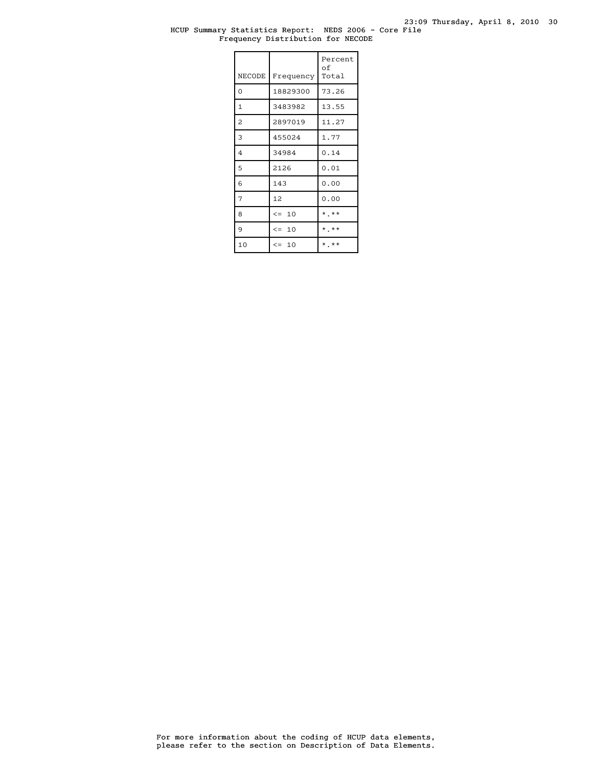HCUP Summary Statistics Report: NEDS 2006 - Core File
Frequency Distribution for NECODE

| NECODE | Frequency | Percent of Total |
|---|---|---|
| 0 | 18829300 | 73.26 |
| 1 | 3483982 | 13.55 |
| 2 | 2897019 | 11.27 |
| 3 | 455024 | 1.77 |
| 4 | 34984 | 0.14 |
| 5 | 2126 | 0.01 |
| 6 | 143 | 0.00 |
| 7 | 12 | 0.00 |
| 8 | <= 10 | *.** |
| 9 | <= 10 | *.** |
| 10 | <= 10 | *.** |

For more information about the coding of HCUP data elements, please refer to the section on Description of Data Elements.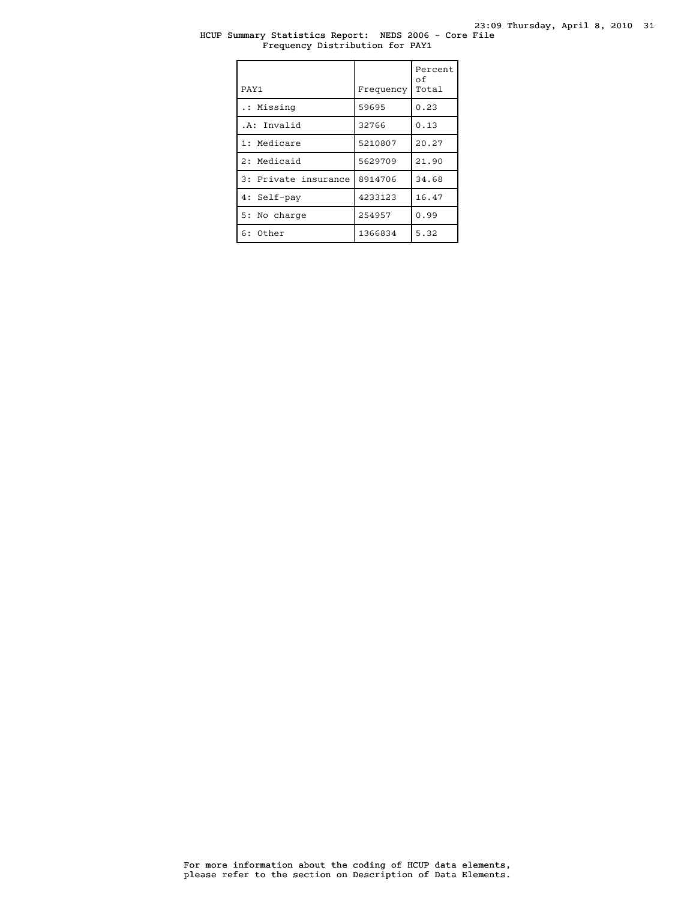HCUP Summary Statistics Report: NEDS 2006 - Core File
Frequency Distribution for PAY1

| PAY1 | Frequency | Percent of Total |
|---|---|---|
| .: Missing | 59695 | 0.23 |
| .A: Invalid | 32766 | 0.13 |
| 1: Medicare | 5210807 | 20.27 |
| 2: Medicaid | 5629709 | 21.90 |
| 3: Private insurance | 8914706 | 34.68 |
| 4: Self-pay | 4233123 | 16.47 |
| 5: No charge | 254957 | 0.99 |
| 6: Other | 1366834 | 5.32 |

For more information about the coding of HCUP data elements, please refer to the section on Description of Data Elements.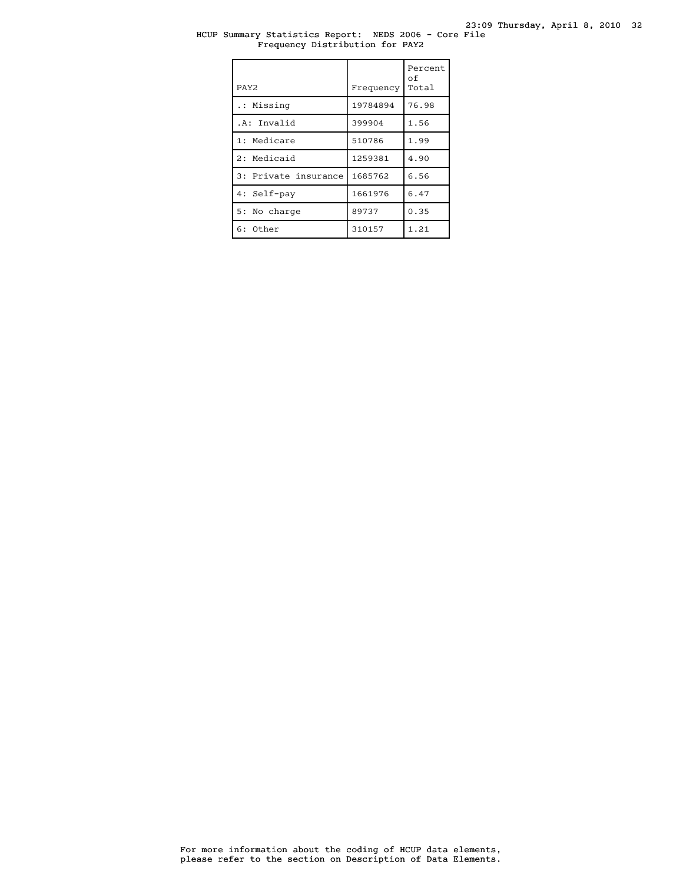HCUP Summary Statistics Report: NEDS 2006 - Core File
Frequency Distribution for PAY2

| PAY2 | Frequency | Percent of Total |
|---|---|---|
| .: Missing | 19784894 | 76.98 |
| .A: Invalid | 399904 | 1.56 |
| 1: Medicare | 510786 | 1.99 |
| 2: Medicaid | 1259381 | 4.90 |
| 3: Private insurance | 1685762 | 6.56 |
| 4: Self-pay | 1661976 | 6.47 |
| 5: No charge | 89737 | 0.35 |
| 6: Other | 310157 | 1.21 |

For more information about the coding of HCUP data elements, please refer to the section on Description of Data Elements.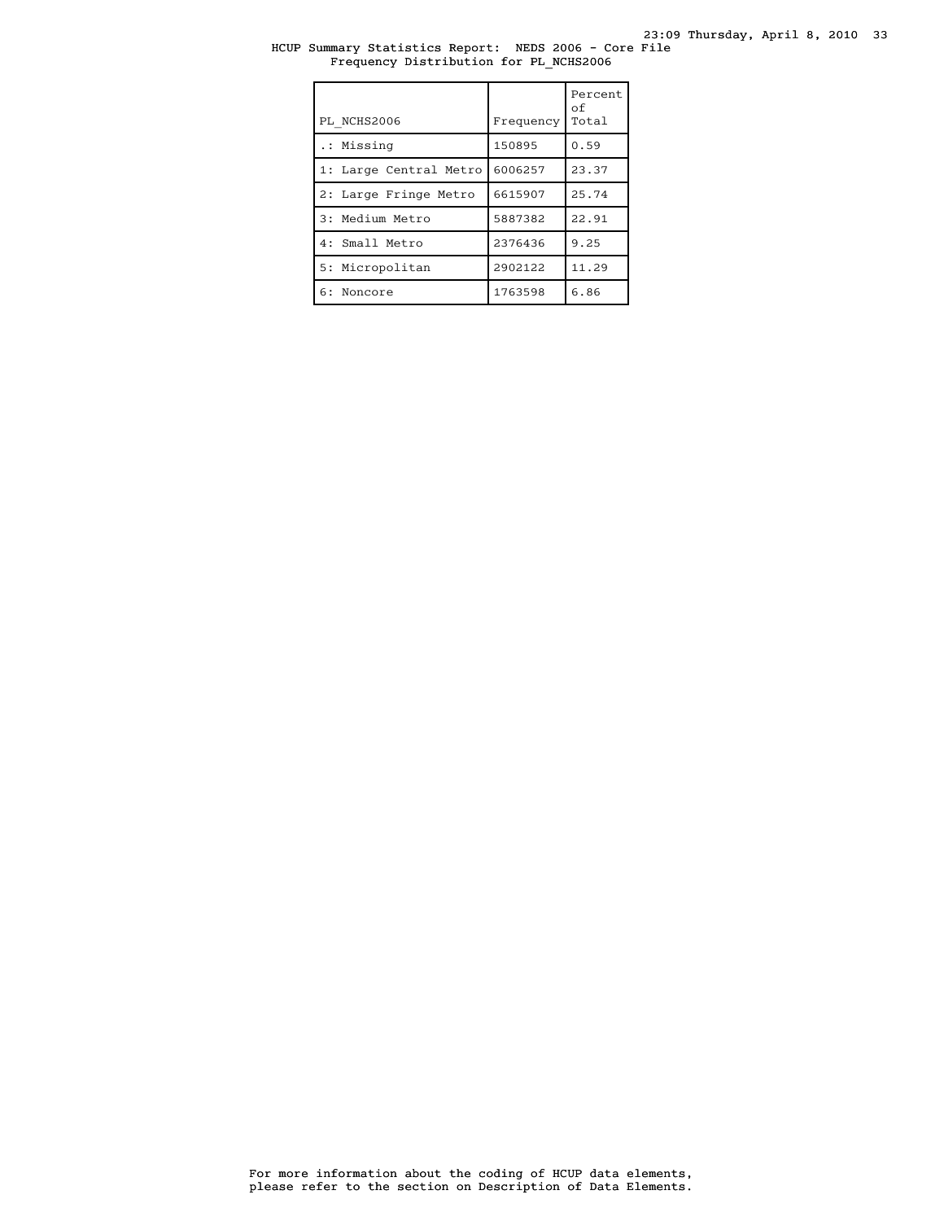HCUP Summary Statistics Report: NEDS 2006 - Core File
Frequency Distribution for PL_NCHS2006

| PL_NCHS2006 | Frequency | Percent of Total |
|---|---|---|
| .: Missing | 150895 | 0.59 |
| 1: Large Central Metro | 6006257 | 23.37 |
| 2: Large Fringe Metro | 6615907 | 25.74 |
| 3: Medium Metro | 5887382 | 22.91 |
| 4: Small Metro | 2376436 | 9.25 |
| 5: Micropolitan | 2902122 | 11.29 |
| 6: Noncore | 1763598 | 6.86 |

For more information about the coding of HCUP data elements, please refer to the section on Description of Data Elements.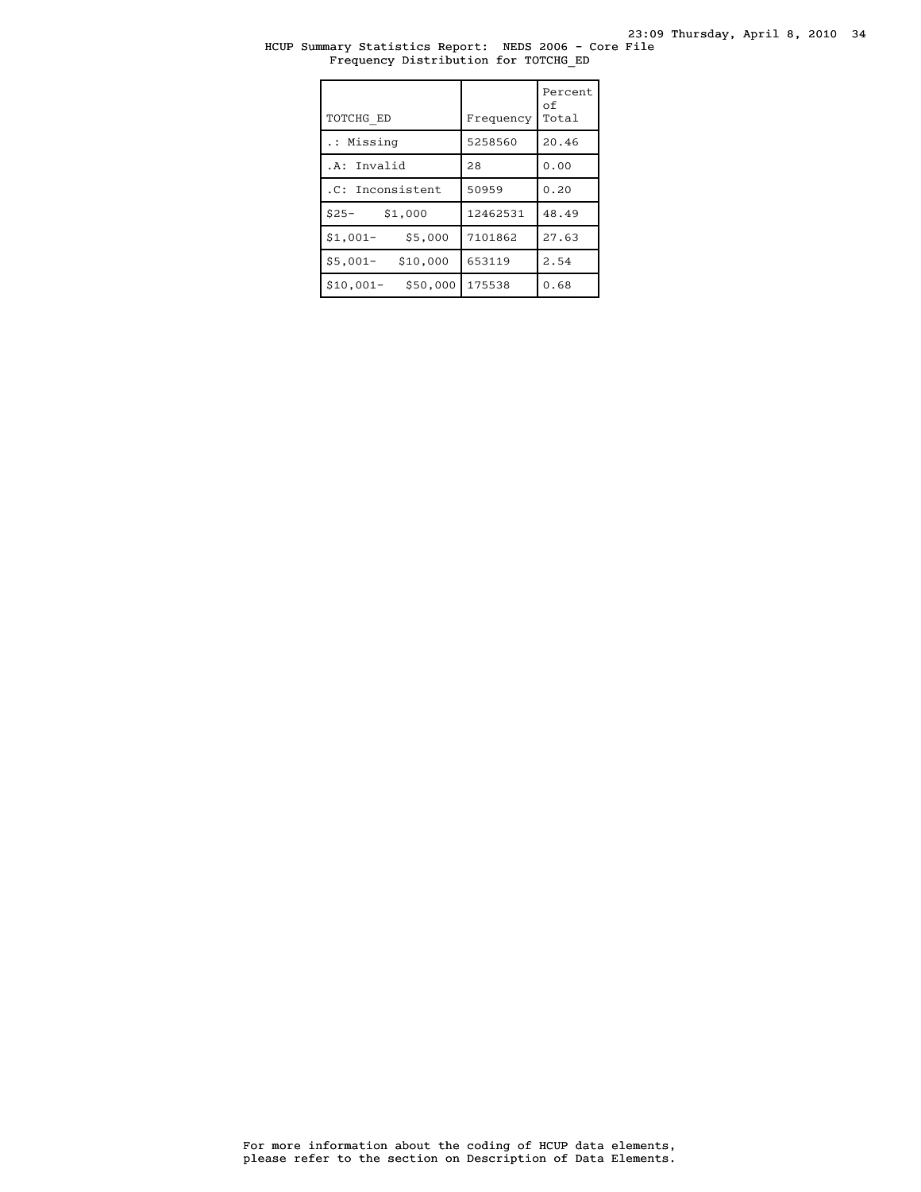HCUP Summary Statistics Report: NEDS 2006 - Core File
Frequency Distribution for TOTCHG_ED

| TOTCHG_ED | Frequency | Percent of Total |
|---|---|---|
| .: Missing | 5258560 | 20.46 |
| .A: Invalid | 28 | 0.00 |
| .C: Inconsistent | 50959 | 0.20 |
| $25- $1,000 | 12462531 | 48.49 |
| $1,001- $5,000 | 7101862 | 27.63 |
| $5,001- $10,000 | 653119 | 2.54 |
| $10,001- $50,000 | 175538 | 0.68 |

For more information about the coding of HCUP data elements, please refer to the section on Description of Data Elements.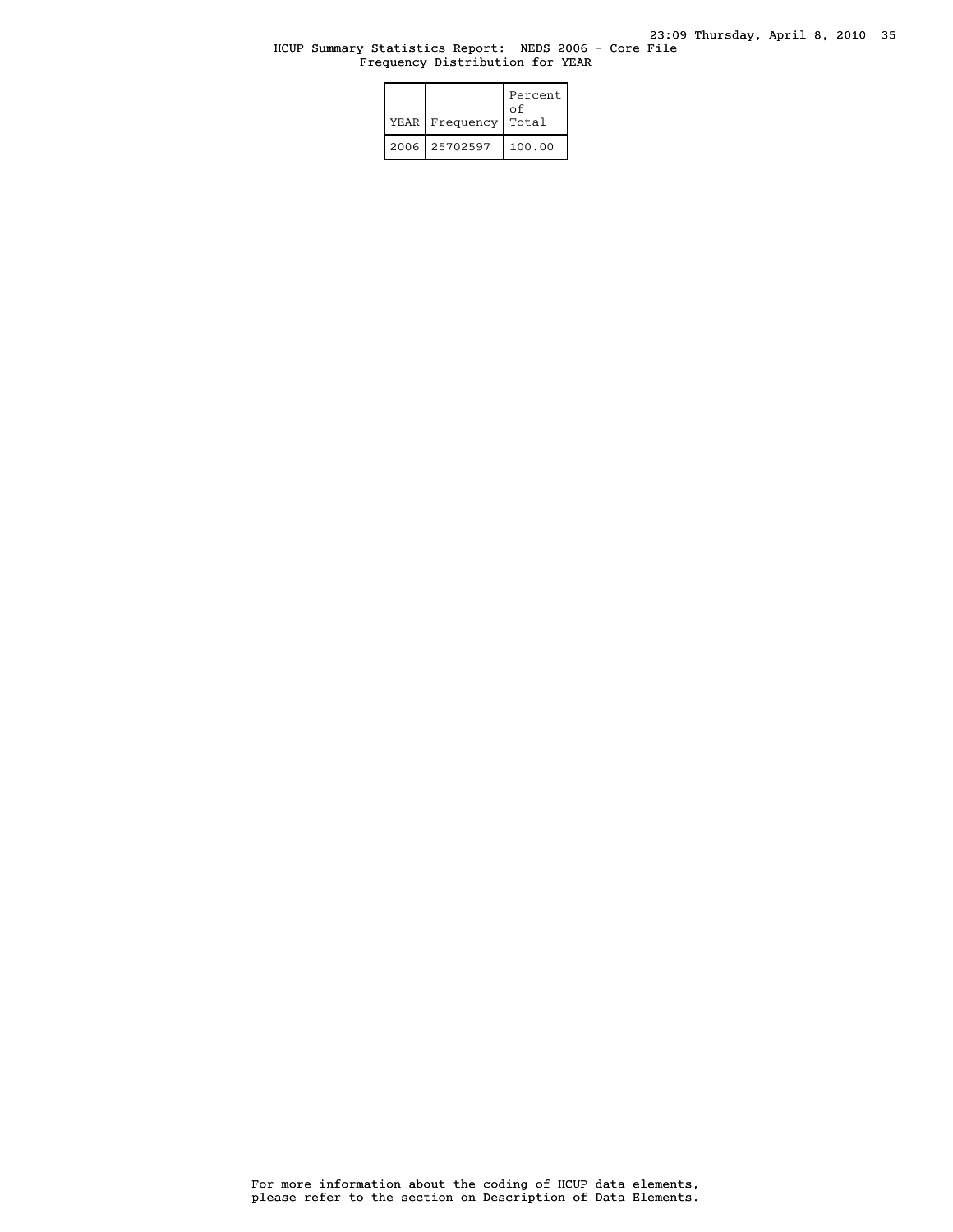HCUP Summary Statistics Report: NEDS 2006 - Core File
Frequency Distribution for YEAR

| YEAR | Frequency | Percent of Total |
| --- | --- | --- |
| 2006 | 25702597 | 100.00 |

For more information about the coding of HCUP data elements, please refer to the section on Description of Data Elements.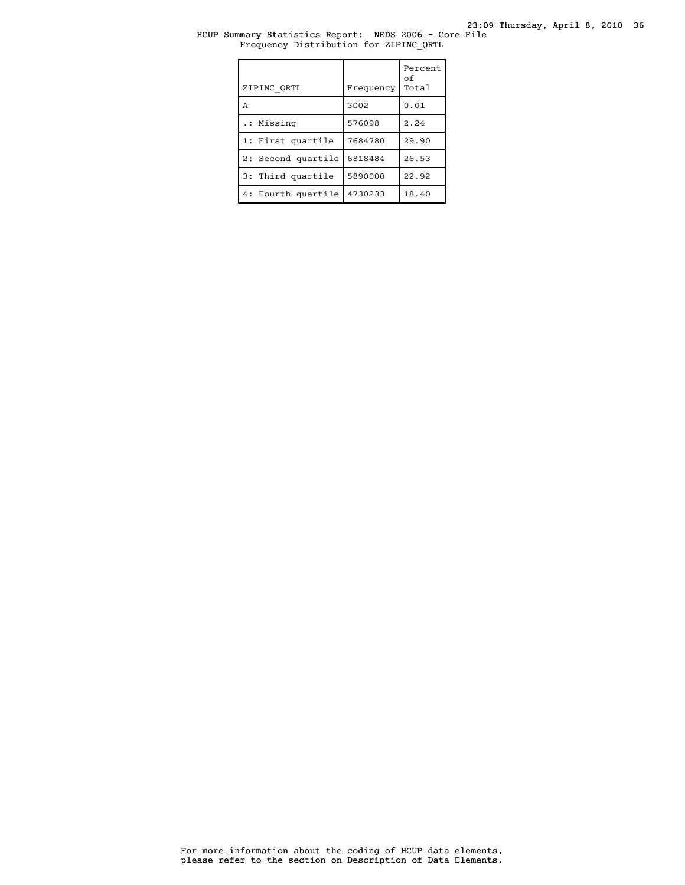HCUP Summary Statistics Report: NEDS 2006 - Core File
Frequency Distribution for ZIPINC_QRTL

| ZIPINC_QRTL | Frequency | Percent of Total |
|---|---|---|
| A | 3002 | 0.01 |
| .: Missing | 576098 | 2.24 |
| 1: First quartile | 7684780 | 29.90 |
| 2: Second quartile | 6818484 | 26.53 |
| 3: Third quartile | 5890000 | 22.92 |
| 4: Fourth quartile | 4730233 | 18.40 |

For more information about the coding of HCUP data elements, please refer to the section on Description of Data Elements.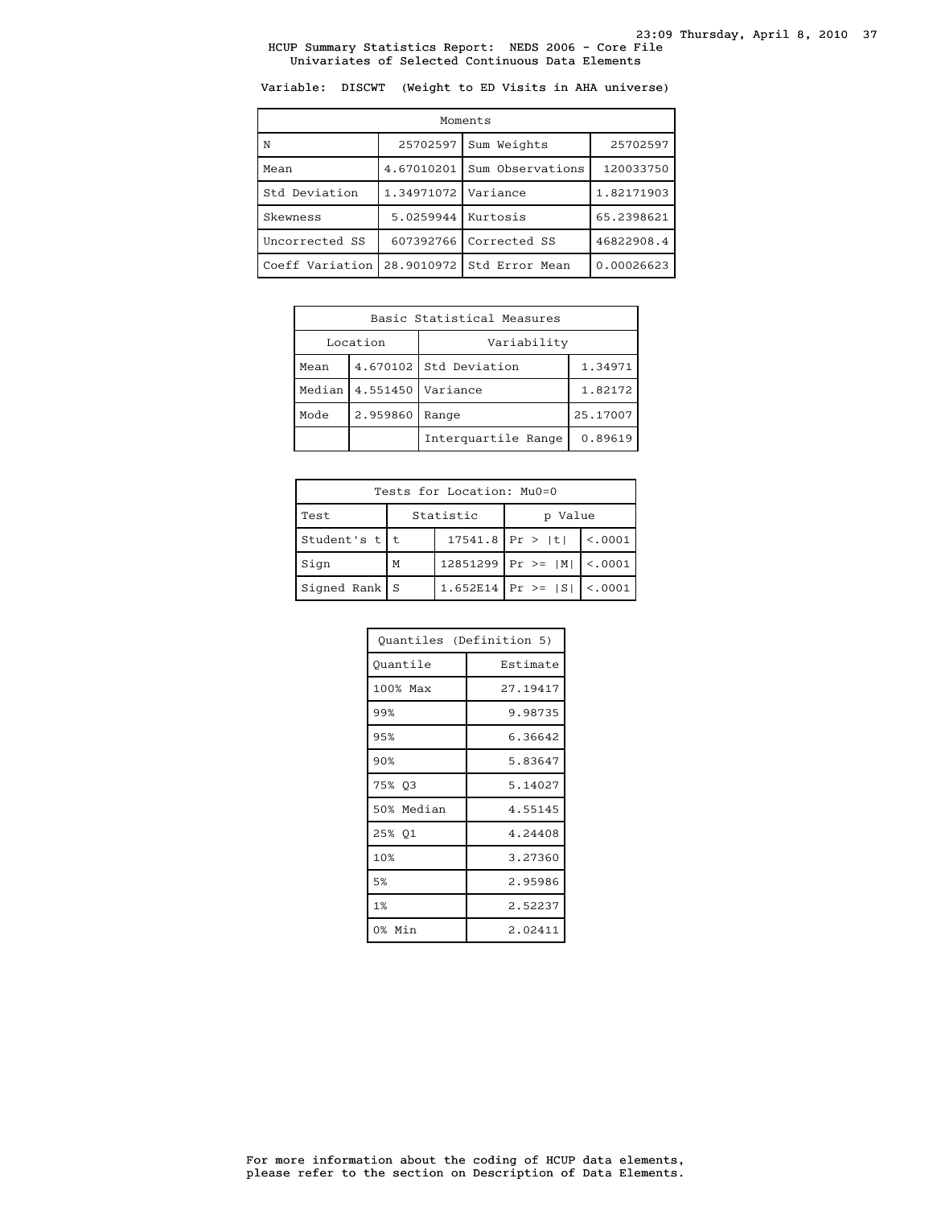HCUP Summary Statistics Report: NEDS 2006 - Core File
Univariates of Selected Continuous Data Elements

Variable: DISCWT (Weight to ED Visits in AHA universe)

| Moments | | | |
|---|---|---|---|
| N | 25702597 | Sum Weights | 25702597 |
| Mean | 4.67010201 | Sum Observations | 120033750 |
| Std Deviation | 1.34971072 | Variance | 1.82171903 |
| Skewness | 5.0259944 | Kurtosis | 65.2398621 |
| Uncorrected SS | 607392766 | Corrected SS | 46822908.4 |
| Coeff Variation | 28.9010972 | Std Error Mean | 0.00026623 |

| Basic Statistical Measures | | | |
|---|---|---|---|
| Location | | Variability | |
| Mean | 4.670102 | Std Deviation | 1.34971 |
| Median | 4.551450 | Variance | 1.82172 |
| Mode | 2.959860 | Range | 25.17007 |
| | | Interquartile Range | 0.89619 |

| Tests for Location: Mu0=0 | | | | |
|---|---|---|---|---|
| Test | Statistic | | p Value | |
| Student's t | t | 17541.8 | Pr > \|t\| | <.0001 |
| Sign | M | 12851299 | Pr >= \|M\| | <.0001 |
| Signed Rank | S | 1.652E14 | Pr >= \|S\| | <.0001 |

| Quantiles (Definition 5) | |
|---|---|
| Quantile | Estimate |
| 100% Max | 27.19417 |
| 99% | 9.98735 |
| 95% | 6.36642 |
| 90% | 5.83647 |
| 75% Q3 | 5.14027 |
| 50% Median | 4.55145 |
| 25% Q1 | 4.24408 |
| 10% | 3.27360 |
| 5% | 2.95986 |
| 1% | 2.52237 |
| 0% Min | 2.02411 |

For more information about the coding of HCUP data elements, please refer to the section on Description of Data Elements.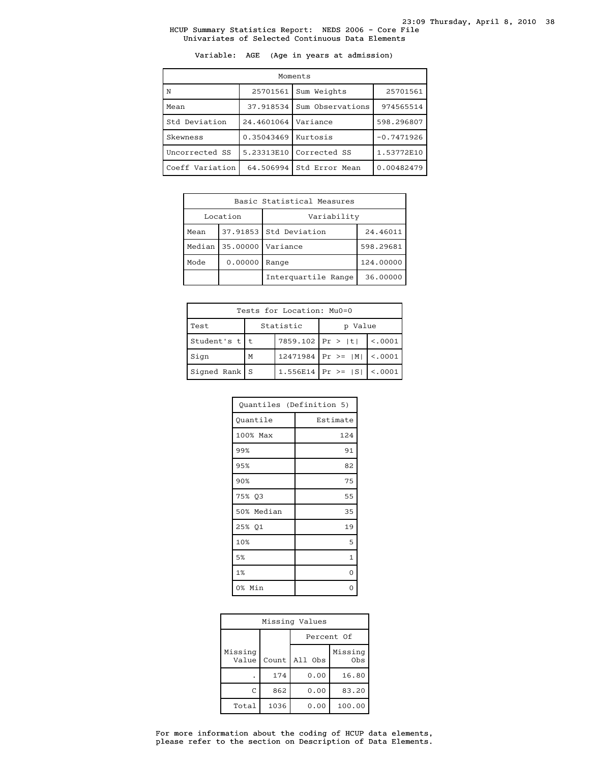HCUP Summary Statistics Report: NEDS 2006 - Core File
Univariates of Selected Continuous Data Elements

Variable: AGE (Age in years at admission)

| Moments | | | |
|---|---|---|---|
| N | 25701561 | Sum Weights | 25701561 |
| Mean | 37.918534 | Sum Observations | 974565514 |
| Std Deviation | 24.4601064 | Variance | 598.296807 |
| Skewness | 0.35043469 | Kurtosis | -0.7471926 |
| Uncorrected SS | 5.23313E10 | Corrected SS | 1.53772E10 |
| Coeff Variation | 64.506994 | Std Error Mean | 0.00482479 |

| Basic Statistical Measures | | | |
|---|---|---|---|
| Location | | Variability | |
| Mean | 37.91853 | Std Deviation | 24.46011 |
| Median | 35.00000 | Variance | 598.29681 |
| Mode | 0.00000 | Range | 124.00000 |
| | | Interquartile Range | 36.00000 |

| Tests for Location: Mu0=0 | | | | |
|---|---|---|---|---|
| Test | Statistic | | p Value | |
| Student's t | t | 7859.102 | Pr > \|t\| | <.0001 |
| Sign | M | 12471984 | Pr >= \|M\| | <.0001 |
| Signed Rank | S | 1.556E14 | Pr >= \|S\| | <.0001 |

| Quantiles (Definition 5) | |
|---|---|
| Quantile | Estimate |
| 100% Max | 124 |
| 99% | 91 |
| 95% | 82 |
| 90% | 75 |
| 75% Q3 | 55 |
| 50% Median | 35 |
| 25% Q1 | 19 |
| 10% | 5 |
| 5% | 1 |
| 1% | 0 |
| 0% Min | 0 |

| Missing Values | | | |
|---|---|---|---|
| | | Percent Of | |
| Missing Value | Count | All Obs | Missing Obs |
| . | 174 | 0.00 | 16.80 |
| C | 862 | 0.00 | 83.20 |
| Total | 1036 | 0.00 | 100.00 |

For more information about the coding of HCUP data elements, please refer to the section on Description of Data Elements.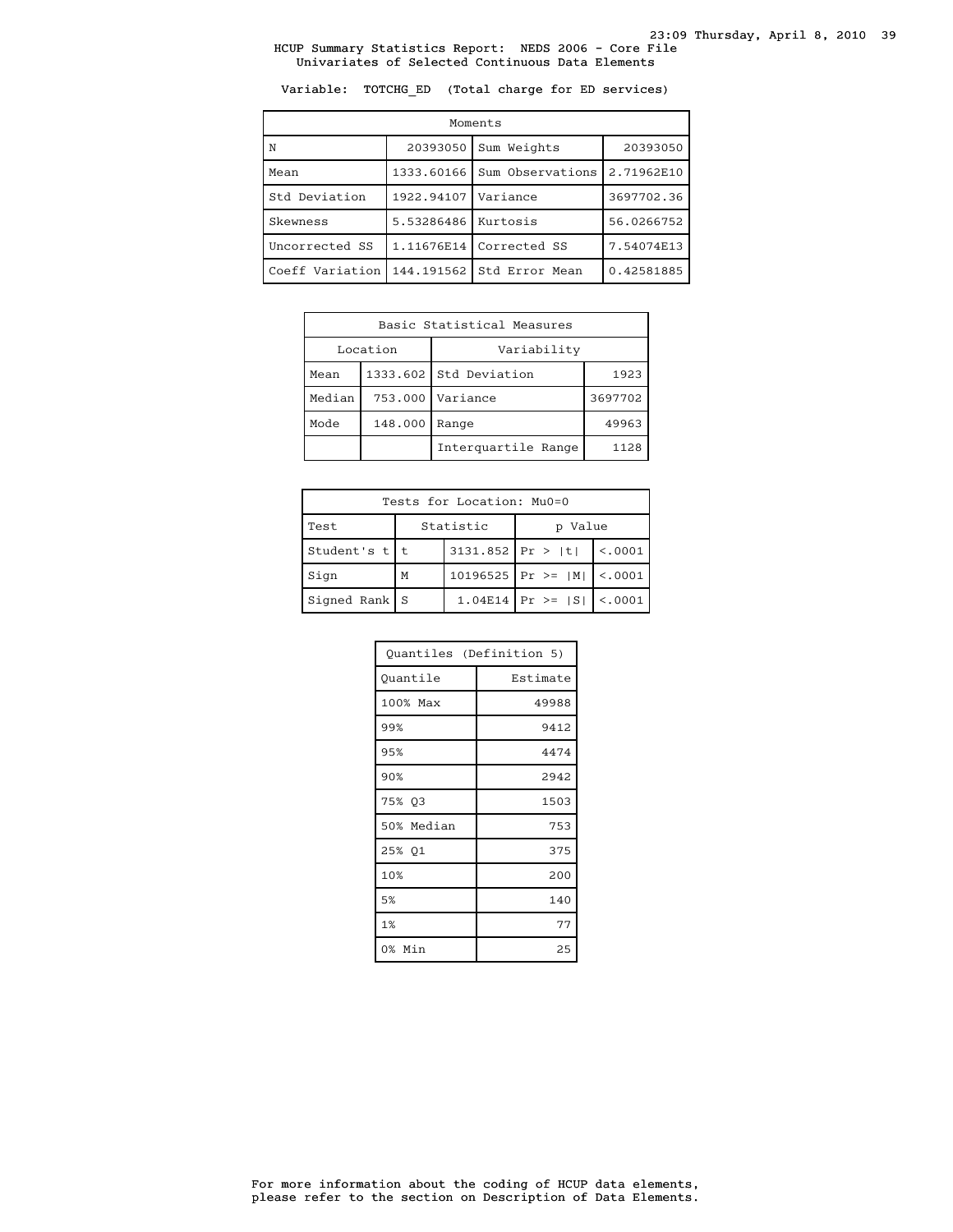# HCUP Summary Statistics Report: NEDS 2006 - Core File

## Univariates of Selected Continuous Data Elements

Variable: TOTCHG_ED (Total charge for ED services)

| Moments | | | |
|---|---|---|---|
| N | 20393050 | Sum Weights | 20393050 |
| Mean | 1333.60166 | Sum Observations | 2.71962E10 |
| Std Deviation | 1922.94107 | Variance | 3697702.36 |
| Skewness | 5.53286486 | Kurtosis | 56.0266752 |
| Uncorrected SS | 1.11676E14 | Corrected SS | 7.54074E13 |
| Coeff Variation | 144.191562 | Std Error Mean | 0.42581885 |

| Basic Statistical Measures | | | |
|---|---|---|---|
| Location | | Variability | |
| Mean | 1333.602 | Std Deviation | 1923 |
| Median | 753.000 | Variance | 3697702 |
| Mode | 148.000 | Range | 49963 |
| | | Interquartile Range | 1128 |

| Tests for Location: Mu0=0 | | | | |
|---|---|---|---|---|
| Test | Statistic | | p Value | |
| Student's t | t | 3131.852 | Pr > \|t\| | <.0001 |
| Sign | M | 10196525 | Pr >= \|M\| | <.0001 |
| Signed Rank | S | 1.04E14 | Pr >= \|S\| | <.0001 |

| Quantiles (Definition 5) | |
|---|---|
| Quantile | Estimate |
| 100% Max | 49988 |
| 99% | 9412 |
| 95% | 4474 |
| 90% | 2942 |
| 75% Q3 | 1503 |
| 50% Median | 753 |
| 25% Q1 | 375 |
| 10% | 200 |
| 5% | 140 |
| 1% | 77 |
| 0% Min | 25 |

For more information about the coding of HCUP data elements, please refer to the section on Description of Data Elements.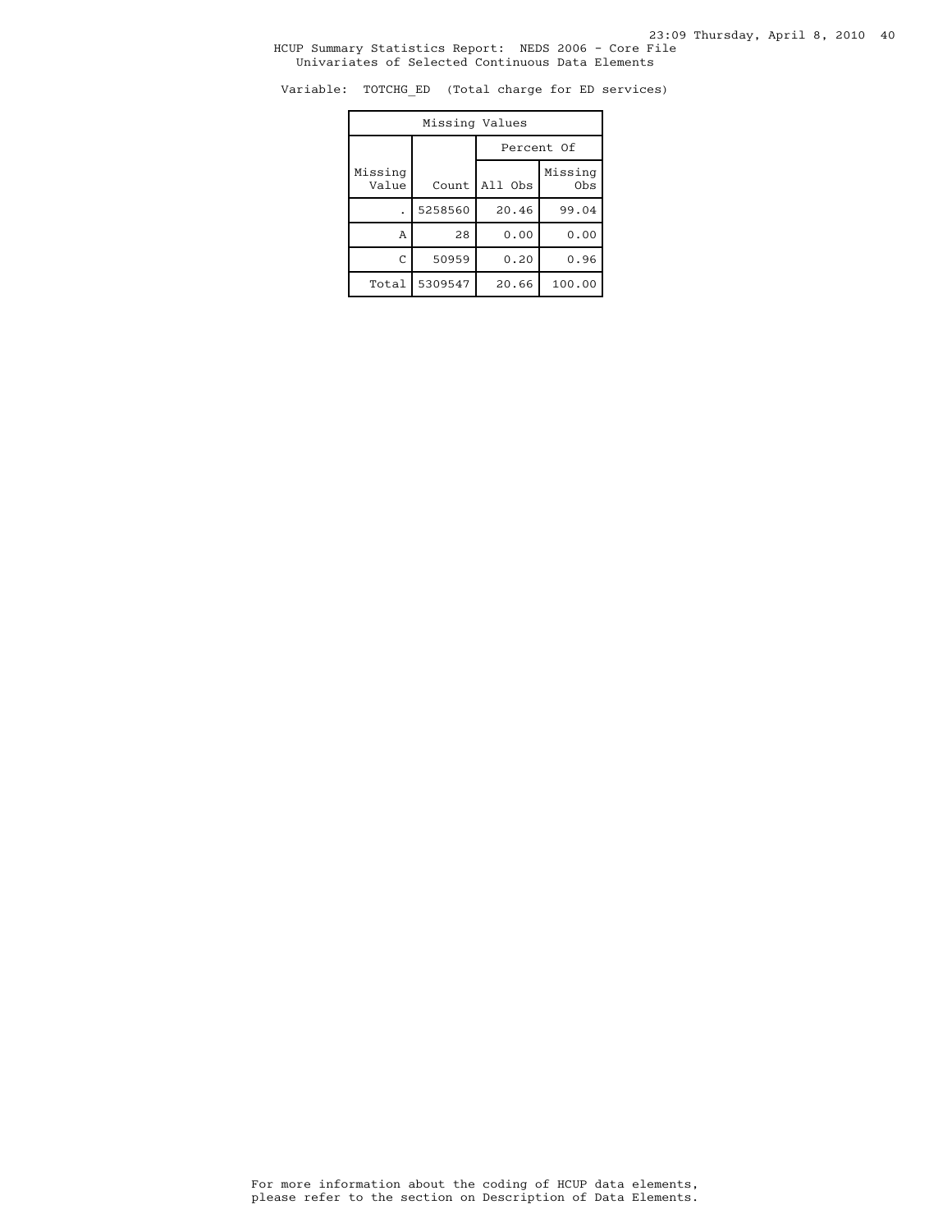HCUP Summary Statistics Report: NEDS 2006 - Core File
Univariates of Selected Continuous Data Elements

Variable: TOTCHG_ED (Total charge for ED services)

| Missing Values | | | |
|---|---|---|---|
| | | Percent Of | |
| Missing Value | Count | All Obs | Missing Obs |
| . | 5258560 | 20.46 | 99.04 |
| A | 28 | 0.00 | 0.00 |
| C | 50959 | 0.20 | 0.96 |
| Total | 5309547 | 20.66 | 100.00 |

For more information about the coding of HCUP data elements, please refer to the section on Description of Data Elements.